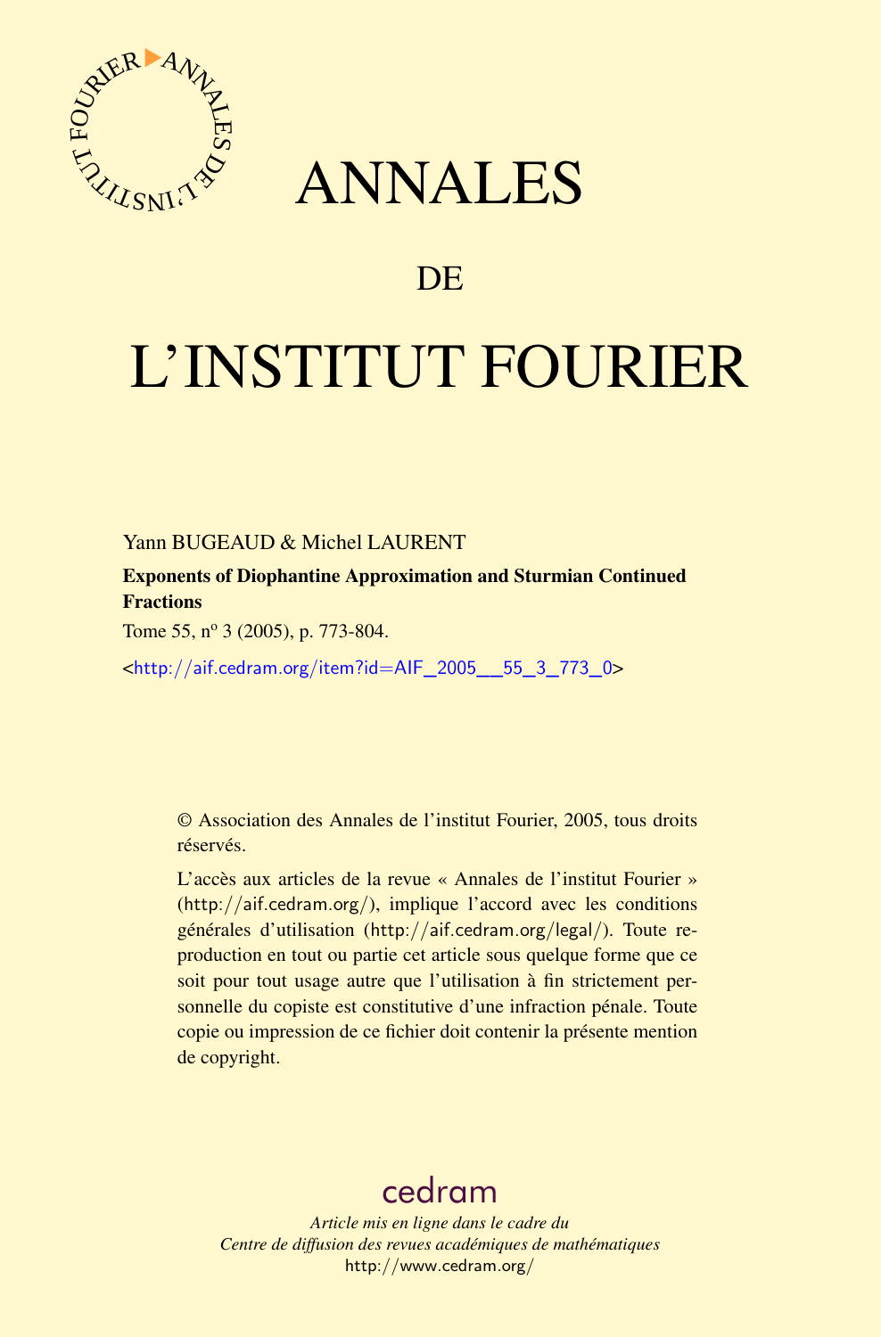# ANNALES

## DE

# L'INSTITUT FOURIER

Yann BUGEAUD & Michel LAURENT

**Exponents of Diophantine Approximation and Sturmian Continued Fractions**

Tome 55, nº 3 (2005), p. 773-804.

<http://aif.cedram.org/item?id=AIF_2005__55_3_773_0>

© Association des Annales de l'institut Fourier, 2005, tous droits réservés.

L'accès aux articles de la revue « Annales de l'institut Fourier » (http://aif.cedram.org/), implique l'accord avec les conditions générales d'utilisation (http://aif.cedram.org/legal/). Toute reproduction en tout ou partie cet article sous quelque forme que ce soit pour tout usage autre que l'utilisation à fin strictement personnelle du copiste est constitutive d'une infraction pénale. Toute copie ou impression de ce fichier doit contenir la présente mention de copyright.

cedram

*Article mis en ligne dans le cadre du*
*Centre de diffusion des revues académiques de mathématiques*
http://www.cedram.org/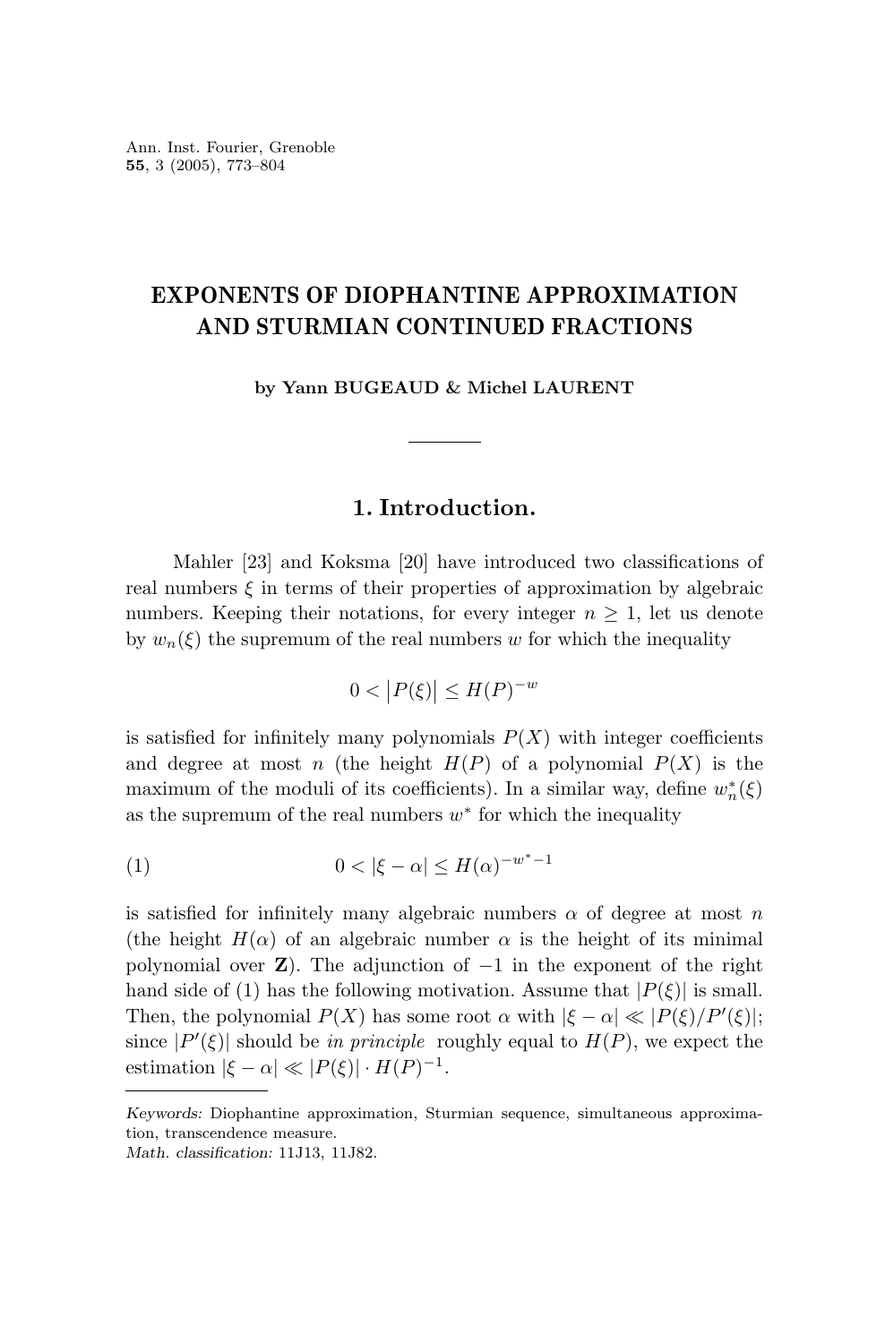Ann. Inst. Fourier, Grenoble
**55**, 3 (2005), 773–804

# EXPONENTS OF DIOPHANTINE APPROXIMATION AND STURMIAN CONTINUED FRACTIONS

**by Yann BUGEAUD & Michel LAURENT**

## 1. Introduction.

Mahler [23] and Koksma [20] have introduced two classifications of real numbers $\xi$ in terms of their properties of approximation by algebraic numbers. Keeping their notations, for every integer $n \geq 1$, let us denote by $w_n(\xi)$ the supremum of the real numbers $w$ for which the inequality

$$0 < \big|P(\xi)\big| \leq H(P)^{-w}$$

is satisfied for infinitely many polynomials $P(X)$ with integer coefficients and degree at most $n$ (the height $H(P)$ of a polynomial $P(X)$ is the maximum of the moduli of its coefficients). In a similar way, define $w_n^*(\xi)$ as the supremum of the real numbers $w^*$ for which the inequality

$$0 < |\xi - \alpha| \leq H(\alpha)^{-w^*-1} \tag{1}$$

is satisfied for infinitely many algebraic numbers $\alpha$ of degree at most $n$ (the height $H(\alpha)$ of an algebraic number $\alpha$ is the height of its minimal polynomial over $\mathbf{Z}$). The adjunction of $-1$ in the exponent of the right hand side of (1) has the following motivation. Assume that $|P(\xi)|$ is small. Then, the polynomial $P(X)$ has some root $\alpha$ with $|\xi - \alpha| \ll |P(\xi)/P'(\xi)|$; since $|P'(\xi)|$ should be *in principle* roughly equal to $H(P)$, we expect the estimation $|\xi - \alpha| \ll |P(\xi)| \cdot H(P)^{-1}$.

*Keywords:* Diophantine approximation, Sturmian sequence, simultaneous approximation, transcendence measure.
*Math. classification:* 11J13, 11J82.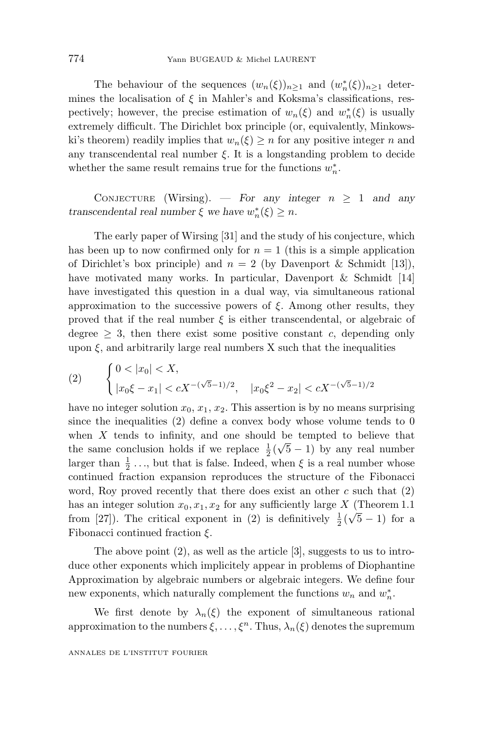The behaviour of the sequences $(w_n(\xi))_{n\geq 1}$ and $(w_n^*(\xi))_{n\geq 1}$ determines the localisation of $\xi$ in Mahler's and Koksma's classifications, respectively; however, the precise estimation of $w_n(\xi)$ and $w_n^*(\xi)$ is usually extremely difficult. The Dirichlet box principle (or, equivalently, Minkowski's theorem) readily implies that $w_n(\xi) \geq n$ for any positive integer $n$ and any transcendental real number $\xi$. It is a longstanding problem to decide whether the same result remains true for the functions $w_n^*$.

Conjecture (Wirsing). — *For any integer $n \geq 1$ and any transcendental real number $\xi$ we have $w_n^*(\xi) \geq n$.*

The early paper of Wirsing [31] and the study of his conjecture, which has been up to now confirmed only for $n = 1$ (this is a simple application of Dirichlet's box principle) and $n = 2$ (by Davenport & Schmidt [13]), have motivated many works. In particular, Davenport & Schmidt [14] have investigated this question in a dual way, via simultaneous rational approximation to the successive powers of $\xi$. Among other results, they proved that if the real number $\xi$ is either transcendental, or algebraic of degree $\geq 3$, then there exist some positive constant $c$, depending only upon $\xi$, and arbitrarily large real numbers X such that the inequalities

$$(2) \qquad \begin{cases} 0 < |x_0| < X, \\ |x_0\xi - x_1| < cX^{-(\sqrt{5}-1)/2}, \quad |x_0\xi^2 - x_2| < cX^{-(\sqrt{5}-1)/2} \end{cases}$$

have no integer solution $x_0, x_1, x_2$. This assertion is by no means surprising since the inequalities (2) define a convex body whose volume tends to 0 when $X$ tends to infinity, and one should be tempted to believe that the same conclusion holds if we replace $\frac{1}{2}(\sqrt{5}-1)$ by any real number larger than $\frac{1}{2}$ ..., but that is false. Indeed, when $\xi$ is a real number whose continued fraction expansion reproduces the structure of the Fibonacci word, Roy proved recently that there does exist an other $c$ such that (2) has an integer solution $x_0, x_1, x_2$ for any sufficiently large $X$ (Theorem 1.1 from [27]). The critical exponent in (2) is definitively $\frac{1}{2}(\sqrt{5}-1)$ for a Fibonacci continued fraction $\xi$.

The above point (2), as well as the article [3], suggests to us to introduce other exponents which implicitely appear in problems of Diophantine Approximation by algebraic numbers or algebraic integers. We define four new exponents, which naturally complement the functions $w_n$ and $w_n^*$.

We first denote by $\lambda_n(\xi)$ the exponent of simultaneous rational approximation to the numbers $\xi, \ldots, \xi^n$. Thus, $\lambda_n(\xi)$ denotes the supremum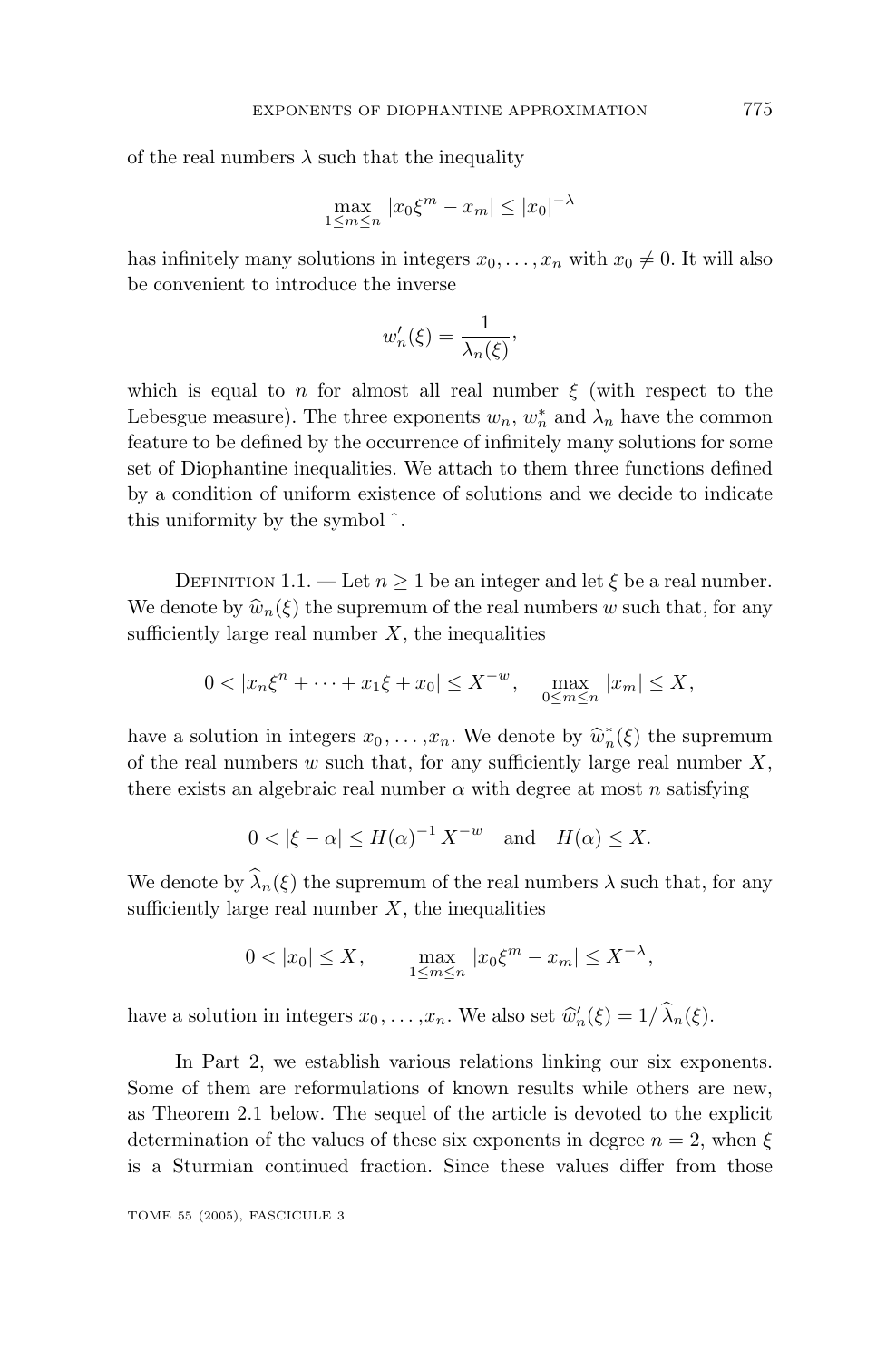of the real numbers $\lambda$ such that the inequality

$$\max_{1\le m\le n} |x_0\xi^m - x_m| \le |x_0|^{-\lambda}$$

has infinitely many solutions in integers $x_0, \dots, x_n$ with $x_0 \neq 0$. It will also be convenient to introduce the inverse

$$w_n'(\xi) = \frac{1}{\lambda_n(\xi)},$$

which is equal to $n$ for almost all real number $\xi$ (with respect to the Lebesgue measure). The three exponents $w_n$, $w_n^*$ and $\lambda_n$ have the common feature to be defined by the occurrence of infinitely many solutions for some set of Diophantine inequalities. We attach to them three functions defined by a condition of uniform existence of solutions and we decide to indicate this uniformity by the symbol $\hat{}$.

Definition 1.1. — Let $n \ge 1$ be an integer and let $\xi$ be a real number. We denote by $\widehat{w}_n(\xi)$ the supremum of the real numbers $w$ such that, for any sufficiently large real number $X$, the inequalities

$$0 < |x_n\xi^n + \cdots + x_1\xi + x_0| \le X^{-w}, \quad \max_{0\le m\le n} |x_m| \le X,$$

have a solution in integers $x_0, \dots, x_n$. We denote by $\widehat{w}_n^*(\xi)$ the supremum of the real numbers $w$ such that, for any sufficiently large real number $X$, there exists an algebraic real number $\alpha$ with degree at most $n$ satisfying

$$0 < |\xi - \alpha| \le H(\alpha)^{-1} X^{-w} \quad \text{and} \quad H(\alpha) \le X.$$

We denote by $\widehat{\lambda}_n(\xi)$ the supremum of the real numbers $\lambda$ such that, for any sufficiently large real number $X$, the inequalities

$$0 < |x_0| \le X, \qquad \max_{1\le m\le n} |x_0\xi^m - x_m| \le X^{-\lambda},$$

have a solution in integers $x_0, \dots, x_n$. We also set $\widehat{w}_n'(\xi) = 1/\widehat{\lambda}_n(\xi)$.

In Part 2, we establish various relations linking our six exponents. Some of them are reformulations of known results while others are new, as Theorem 2.1 below. The sequel of the article is devoted to the explicit determination of the values of these six exponents in degree $n = 2$, when $\xi$ is a Sturmian continued fraction. Since these values differ from those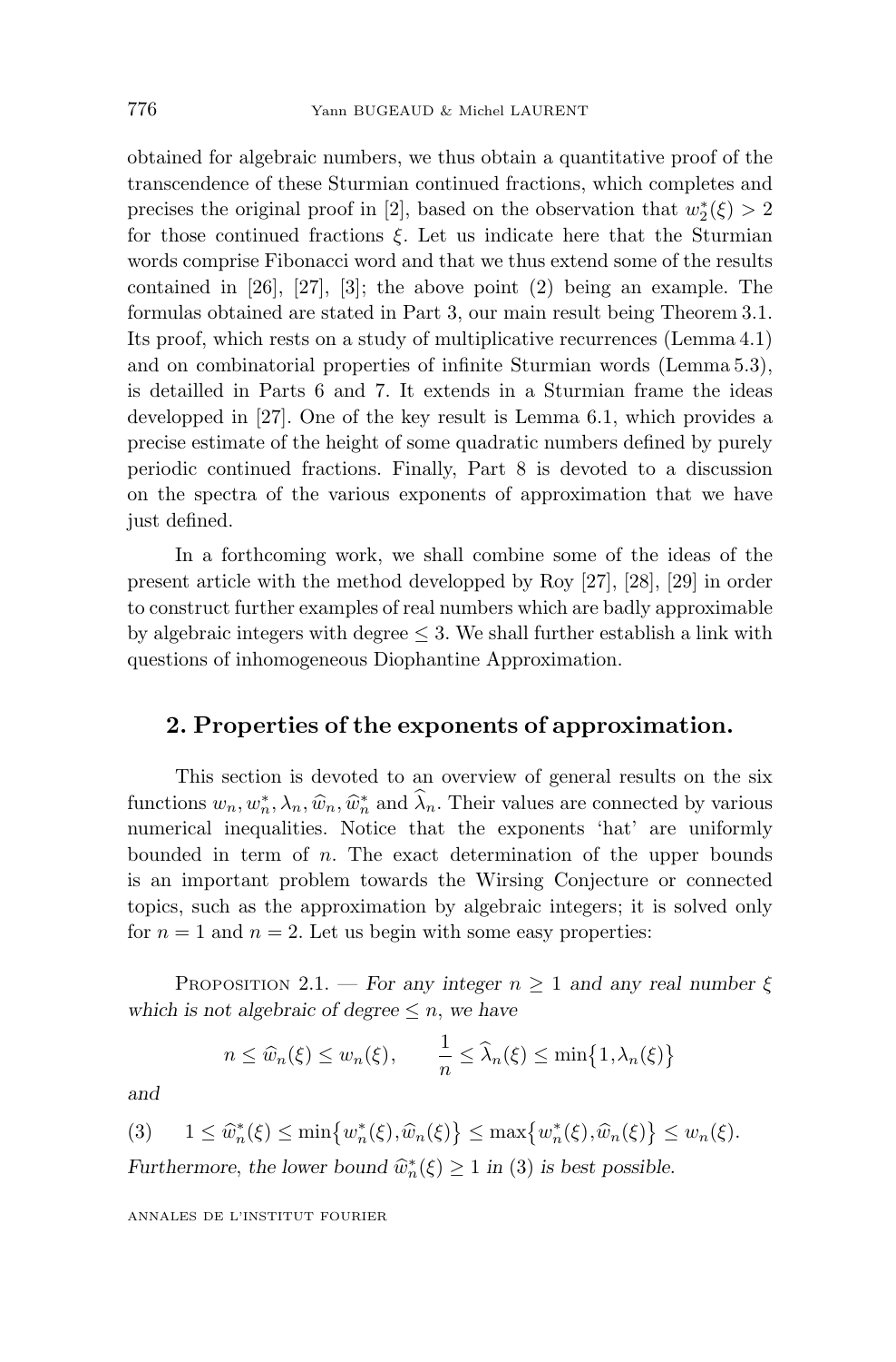obtained for algebraic numbers, we thus obtain a quantitative proof of the transcendence of these Sturmian continued fractions, which completes and precises the original proof in [2], based on the observation that $w_2^*(\xi) > 2$ for those continued fractions $\xi$. Let us indicate here that the Sturmian words comprise Fibonacci word and that we thus extend some of the results contained in [26], [27], [3]; the above point (2) being an example. The formulas obtained are stated in Part 3, our main result being Theorem 3.1. Its proof, which rests on a study of multiplicative recurrences (Lemma 4.1) and on combinatorial properties of infinite Sturmian words (Lemma 5.3), is detailled in Parts 6 and 7. It extends in a Sturmian frame the ideas developped in [27]. One of the key result is Lemma 6.1, which provides a precise estimate of the height of some quadratic numbers defined by purely periodic continued fractions. Finally, Part 8 is devoted to a discussion on the spectra of the various exponents of approximation that we have just defined.

In a forthcoming work, we shall combine some of the ideas of the present article with the method developped by Roy [27], [28], [29] in order to construct further examples of real numbers which are badly approximable by algebraic integers with degree $\leq 3$. We shall further establish a link with questions of inhomogeneous Diophantine Approximation.

## 2. Properties of the exponents of approximation.

This section is devoted to an overview of general results on the six functions $w_n, w_n^*, \lambda_n, \widehat{w}_n, \widehat{w}_n^*$ and $\widehat{\lambda}_n$. Their values are connected by various numerical inequalities. Notice that the exponents 'hat' are uniformly bounded in term of $n$. The exact determination of the upper bounds is an important problem towards the Wirsing Conjecture or connected topics, such as the approximation by algebraic integers; it is solved only for $n = 1$ and $n = 2$. Let us begin with some easy properties:

Proposition 2.1. — *For any integer $n \geq 1$ and any real number $\xi$ which is not algebraic of degree $\leq n$, we have*

$$n \leq \widehat{w}_n(\xi) \leq w_n(\xi), \qquad \frac{1}{n} \leq \widehat{\lambda}_n(\xi) \leq \min\{1, \lambda_n(\xi)\}$$

*and*

$$(3) \qquad 1 \leq \widehat{w}_n^*(\xi) \leq \min\{w_n^*(\xi), \widehat{w}_n(\xi)\} \leq \max\{w_n^*(\xi), \widehat{w}_n(\xi)\} \leq w_n(\xi).$$

*Furthermore, the lower bound $\widehat{w}_n^*(\xi) \geq 1$ in (3) is best possible.*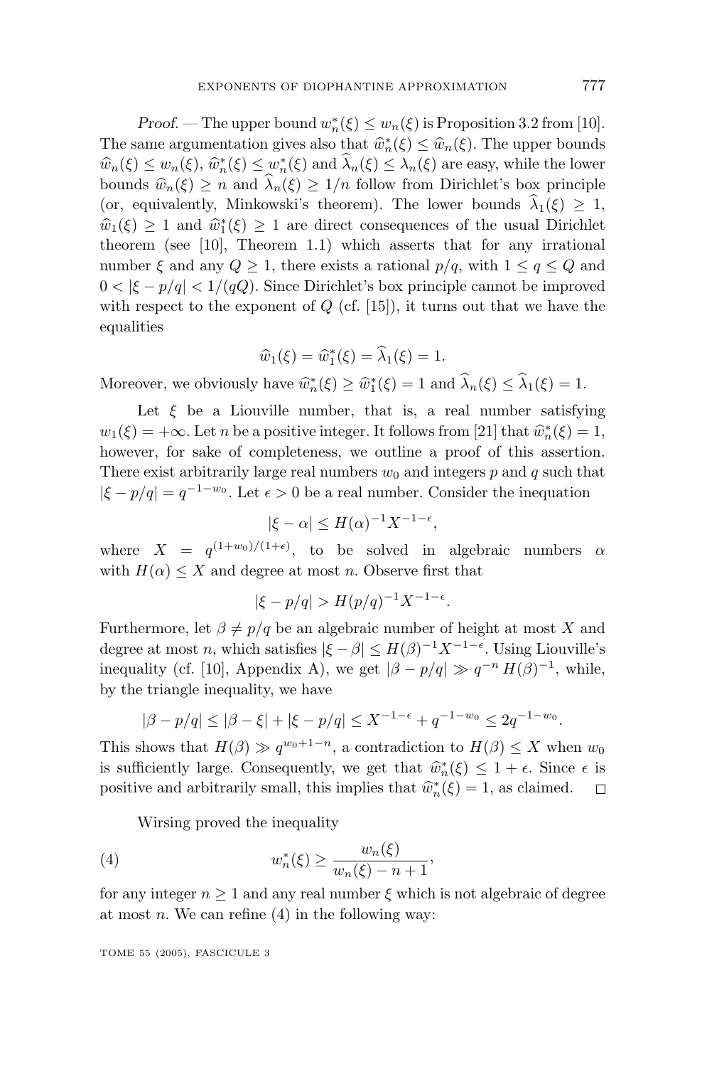*Proof.* — The upper bound $w_n^*(\xi) \le w_n(\xi)$ is Proposition 3.2 from [10]. The same argumentation gives also that $\widehat{w}_n^*(\xi) \le \widehat{w}_n(\xi)$. The upper bounds $\widehat{w}_n(\xi) \le w_n(\xi)$, $\widehat{w}_n^*(\xi) \le w_n^*(\xi)$ and $\widehat{\lambda}_n(\xi) \le \lambda_n(\xi)$ are easy, while the lower bounds $\widehat{w}_n(\xi) \ge n$ and $\widehat{\lambda}_n(\xi) \ge 1/n$ follow from Dirichlet's box principle (or, equivalently, Minkowski's theorem). The lower bounds $\widehat{\lambda}_1(\xi) \ge 1$, $\widehat{w}_1(\xi) \ge 1$ and $\widehat{w}_1^*(\xi) \ge 1$ are direct consequences of the usual Dirichlet theorem (see [10], Theorem 1.1) which asserts that for any irrational number $\xi$ and any $Q \ge 1$, there exists a rational $p/q$, with $1 \le q \le Q$ and $0 < |\xi - p/q| < 1/(qQ)$. Since Dirichlet's box principle cannot be improved with respect to the exponent of $Q$ (cf. [15]), it turns out that we have the equalities

$$\widehat{w}_1(\xi) = \widehat{w}_1^*(\xi) = \widehat{\lambda}_1(\xi) = 1.$$

Moreover, we obviously have $\widehat{w}_n^*(\xi) \ge \widehat{w}_1^*(\xi) = 1$ and $\widehat{\lambda}_n(\xi) \le \widehat{\lambda}_1(\xi) = 1$.

Let $\xi$ be a Liouville number, that is, a real number satisfying $w_1(\xi) = +\infty$. Let $n$ be a positive integer. It follows from [21] that $\widehat{w}_n^*(\xi) = 1$, however, for sake of completeness, we outline a proof of this assertion. There exist arbitrarily large real numbers $w_0$ and integers $p$ and $q$ such that $|\xi - p/q| = q^{-1-w_0}$. Let $\epsilon > 0$ be a real number. Consider the inequation

$$|\xi - \alpha| \le H(\alpha)^{-1} X^{-1-\epsilon},$$

where $X = q^{(1+w_0)/(1+\epsilon)}$, to be solved in algebraic numbers $\alpha$ with $H(\alpha) \le X$ and degree at most $n$. Observe first that

$$|\xi - p/q| > H(p/q)^{-1} X^{-1-\epsilon}.$$

Furthermore, let $\beta \ne p/q$ be an algebraic number of height at most $X$ and degree at most $n$, which satisfies $|\xi - \beta| \le H(\beta)^{-1} X^{-1-\epsilon}$. Using Liouville's inequality (cf. [10], Appendix A), we get $|\beta - p/q| \gg q^{-n} H(\beta)^{-1}$, while, by the triangle inequality, we have

$$|\beta - p/q| \le |\beta - \xi| + |\xi - p/q| \le X^{-1-\epsilon} + q^{-1-w_0} \le 2q^{-1-w_0}.$$

This shows that $H(\beta) \gg q^{w_0+1-n}$, a contradiction to $H(\beta) \le X$ when $w_0$ is sufficiently large. Consequently, we get that $\widehat{w}_n^*(\xi) \le 1 + \epsilon$. Since $\epsilon$ is positive and arbitrarily small, this implies that $\widehat{w}_n^*(\xi) = 1$, as claimed. □

Wirsing proved the inequality

$$w_n^*(\xi) \ge \frac{w_n(\xi)}{w_n(\xi) - n + 1}, \tag{4}$$

for any integer $n \ge 1$ and any real number $\xi$ which is not algebraic of degree at most $n$. We can refine (4) in the following way: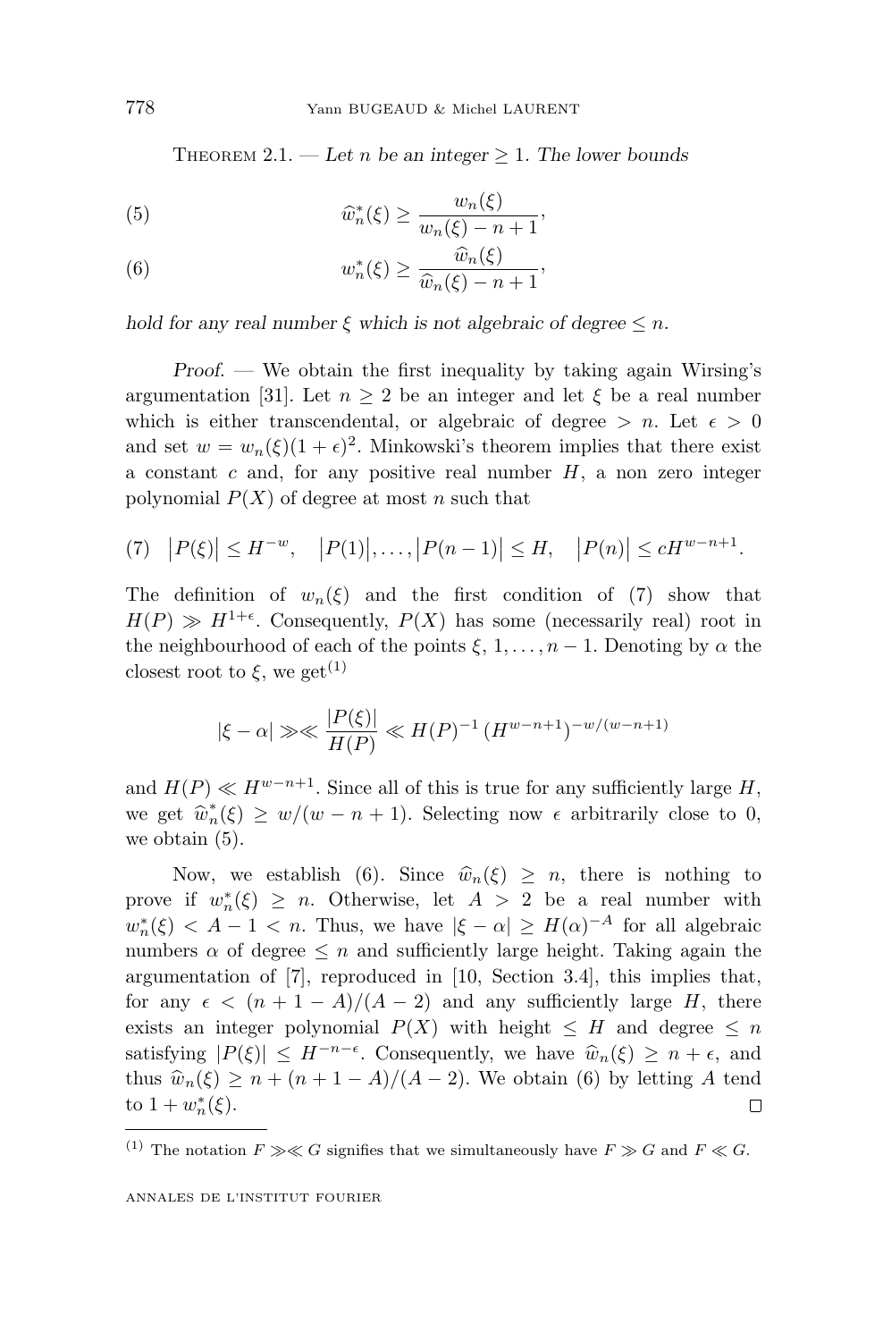Theorem 2.1. — *Let $n$ be an integer $\geq 1$. The lower bounds*

$$\widehat{w}_n^*(\xi) \geq \frac{w_n(\xi)}{w_n(\xi) - n + 1}, \tag{5}$$

$$w_n^*(\xi) \geq \frac{\widehat{w}_n(\xi)}{\widehat{w}_n(\xi) - n + 1}, \tag{6}$$

*hold for any real number $\xi$ which is not algebraic of degree $\leq n$.*

*Proof.* — We obtain the first inequality by taking again Wirsing's argumentation [31]. Let $n \geq 2$ be an integer and let $\xi$ be a real number which is either transcendental, or algebraic of degree $> n$. Let $\epsilon > 0$ and set $w = w_n(\xi)(1+\epsilon)^2$. Minkowski's theorem implies that there exist a constant $c$ and, for any positive real number $H$, a non zero integer polynomial $P(X)$ of degree at most $n$ such that

$$\bigl|P(\xi)\bigr| \leq H^{-w}, \quad \bigl|P(1)\bigr|, \ldots, \bigl|P(n-1)\bigr| \leq H, \quad \bigl|P(n)\bigr| \leq cH^{w-n+1}. \tag{7}$$

The definition of $w_n(\xi)$ and the first condition of (7) show that $H(P) \gg H^{1+\epsilon}$. Consequently, $P(X)$ has some (necessarily real) root in the neighbourhood of each of the points $\xi, 1, \ldots, n-1$. Denoting by $\alpha$ the closest root to $\xi$, we get[1]

$$|\xi - \alpha| \gg\ll \frac{|P(\xi)|}{H(P)} \ll H(P)^{-1} \left(H^{w-n+1}\right)^{-w/(w-n+1)}$$

and $H(P) \ll H^{w-n+1}$. Since all of this is true for any sufficiently large $H$, we get $\widehat{w}_n^*(\xi) \geq w/(w-n+1)$. Selecting now $\epsilon$ arbitrarily close to 0, we obtain (5).

Now, we establish (6). Since $\widehat{w}_n(\xi) \geq n$, there is nothing to prove if $w_n^*(\xi) \geq n$. Otherwise, let $A > 2$ be a real number with $w_n^*(\xi) < A - 1 < n$. Thus, we have $|\xi - \alpha| \geq H(\alpha)^{-A}$ for all algebraic numbers $\alpha$ of degree $\leq n$ and sufficiently large height. Taking again the argumentation of [7], reproduced in [10, Section 3.4], this implies that, for any $\epsilon < (n+1-A)/(A-2)$ and any sufficiently large $H$, there exists an integer polynomial $P(X)$ with height $\leq H$ and degree $\leq n$ satisfying $|P(\xi)| \leq H^{-n-\epsilon}$. Consequently, we have $\widehat{w}_n(\xi) \geq n + \epsilon$, and thus $\widehat{w}_n(\xi) \geq n + (n+1-A)/(A-2)$. We obtain (6) by letting $A$ tend to $1 + w_n^*(\xi)$. □

---

[1] The notation $F \gg\ll G$ signifies that we simultaneously have $F \gg G$ and $F \ll G$.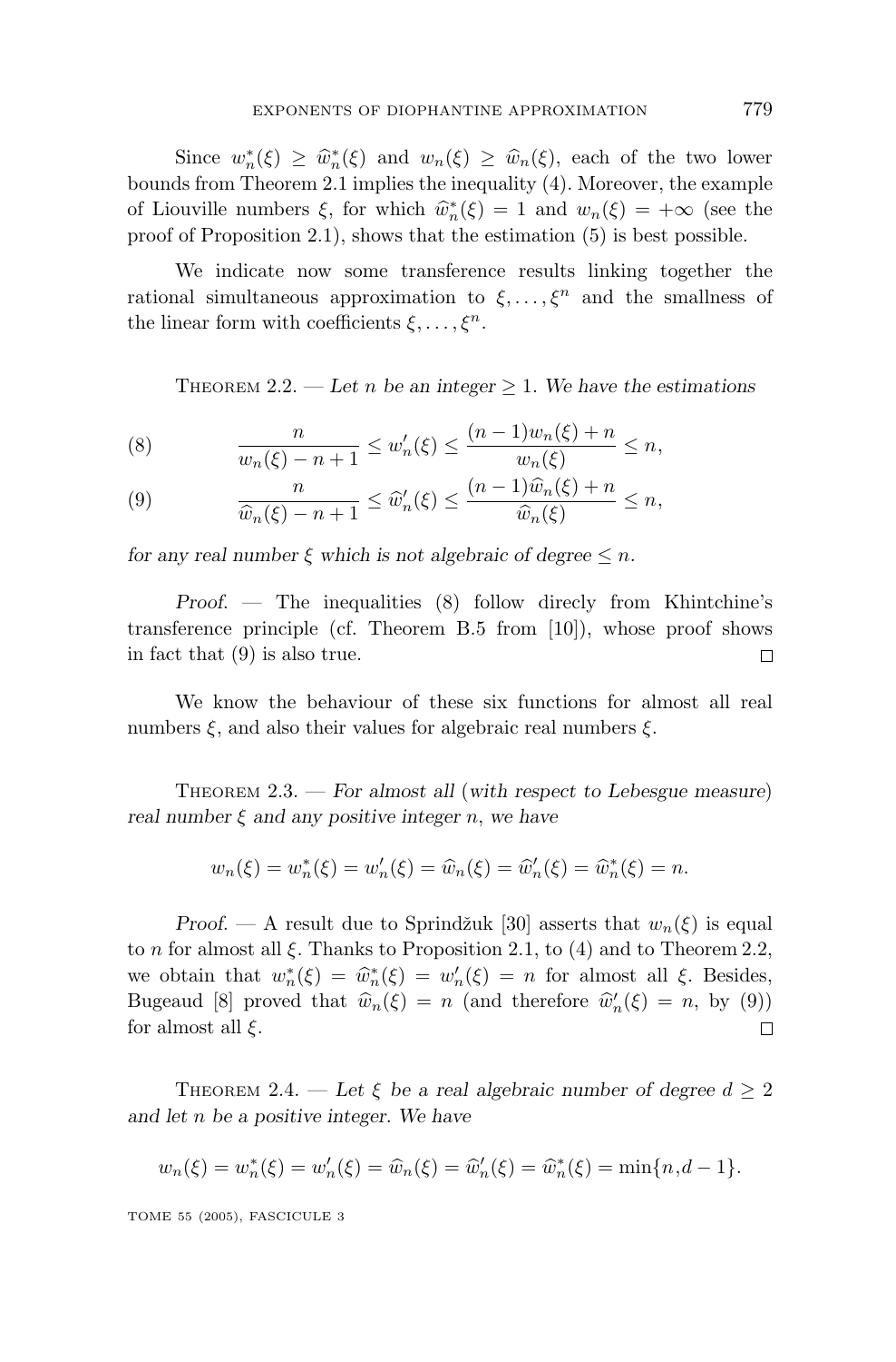Since $w_n^*(\xi) \geq \widehat{w}_n^*(\xi)$ and $w_n(\xi) \geq \widehat{w}_n(\xi)$, each of the two lower bounds from Theorem 2.1 implies the inequality (4). Moreover, the example of Liouville numbers $\xi$, for which $\widehat{w}_n^*(\xi) = 1$ and $w_n(\xi) = +\infty$ (see the proof of Proposition 2.1), shows that the estimation (5) is best possible.

We indicate now some transference results linking together the rational simultaneous approximation to $\xi, \ldots, \xi^n$ and the smallness of the linear form with coefficients $\xi, \ldots, \xi^n$.

Theorem 2.2. — *Let $n$ be an integer $\geq 1$. We have the estimations*

$$\frac{n}{w_n(\xi) - n + 1} \leq w_n'(\xi) \leq \frac{(n-1)w_n(\xi) + n}{w_n(\xi)} \leq n, \tag{8}$$

$$\frac{n}{\widehat{w}_n(\xi) - n + 1} \leq \widehat{w}_n'(\xi) \leq \frac{(n-1)\widehat{w}_n(\xi) + n}{\widehat{w}_n(\xi)} \leq n, \tag{9}$$

*for any real number $\xi$ which is not algebraic of degree $\leq n$.*

*Proof.* — The inequalities (8) follow direcly from Khintchine's transference principle (cf. Theorem B.5 from [10]), whose proof shows in fact that (9) is also true. $\square$

We know the behaviour of these six functions for almost all real numbers $\xi$, and also their values for algebraic real numbers $\xi$.

Theorem 2.3. — *For almost all (with respect to Lebesgue measure) real number $\xi$ and any positive integer $n$, we have*

$$w_n(\xi) = w_n^*(\xi) = w_n'(\xi) = \widehat{w}_n(\xi) = \widehat{w}_n'(\xi) = \widehat{w}_n^*(\xi) = n.$$

*Proof.* — A result due to Sprindžuk [30] asserts that $w_n(\xi)$ is equal to $n$ for almost all $\xi$. Thanks to Proposition 2.1, to (4) and to Theorem 2.2, we obtain that $w_n^*(\xi) = \widehat{w}_n^*(\xi) = w_n'(\xi) = n$ for almost all $\xi$. Besides, Bugeaud [8] proved that $\widehat{w}_n(\xi) = n$ (and therefore $\widehat{w}_n'(\xi) = n$, by (9)) for almost all $\xi$. $\square$

Theorem 2.4. — *Let $\xi$ be a real algebraic number of degree $d \geq 2$ and let $n$ be a positive integer. We have*

$$w_n(\xi) = w_n^*(\xi) = w_n'(\xi) = \widehat{w}_n(\xi) = \widehat{w}_n'(\xi) = \widehat{w}_n^*(\xi) = \min\{n, d-1\}.$$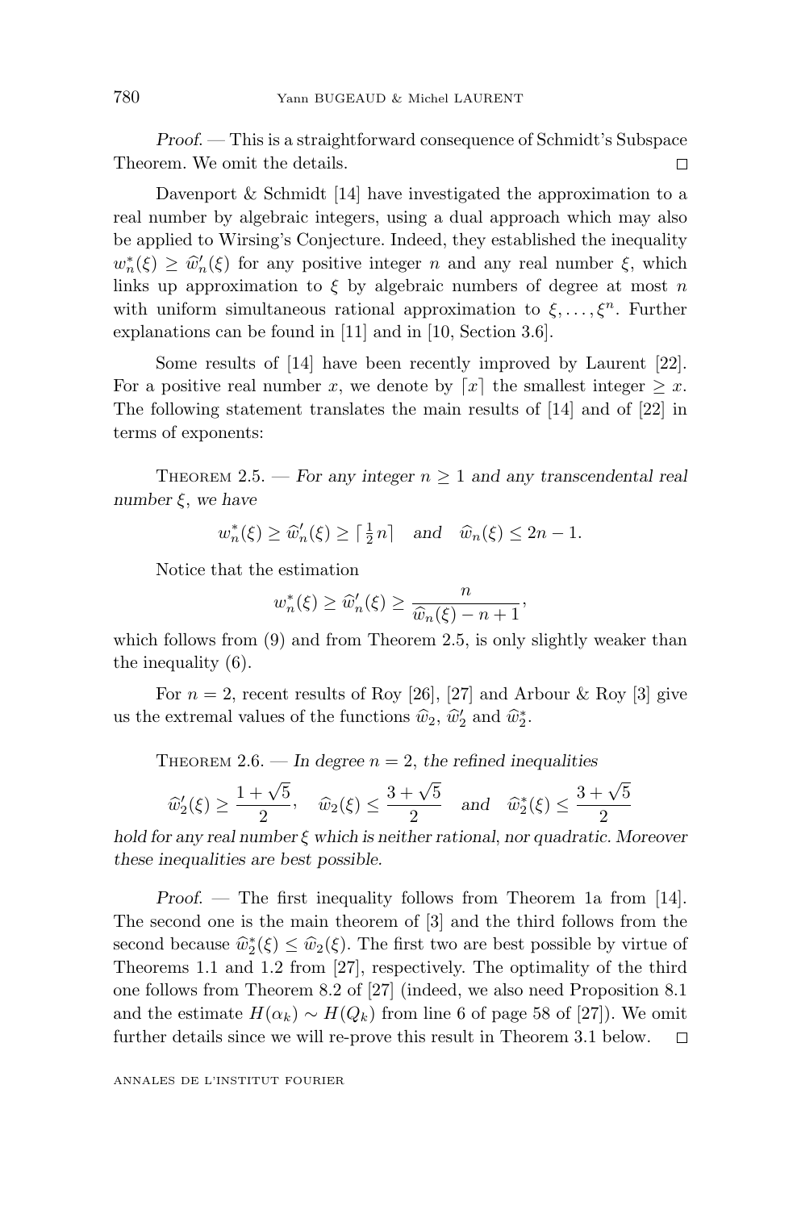*Proof.* — This is a straightforward consequence of Schmidt's Subspace Theorem. We omit the details. □

Davenport & Schmidt [14] have investigated the approximation to a real number by algebraic integers, using a dual approach which may also be applied to Wirsing's Conjecture. Indeed, they established the inequality $w_n^*(\xi) \geq \widehat{w}_n'(\xi)$ for any positive integer $n$ and any real number $\xi$, which links up approximation to $\xi$ by algebraic numbers of degree at most $n$ with uniform simultaneous rational approximation to $\xi, \ldots, \xi^n$. Further explanations can be found in [11] and in [10, Section 3.6].

Some results of [14] have been recently improved by Laurent [22]. For a positive real number $x$, we denote by $\lceil x \rceil$ the smallest integer $\geq x$. The following statement translates the main results of [14] and of [22] in terms of exponents:

Theorem 2.5. — *For any integer $n \geq 1$ and any transcendental real number $\xi$, we have*

$$w_n^*(\xi) \geq \widehat{w}_n'(\xi) \geq \lceil \tfrac{1}{2} n \rceil \quad \textit{and} \quad \widehat{w}_n(\xi) \leq 2n - 1.$$

Notice that the estimation

$$w_n^*(\xi) \geq \widehat{w}_n'(\xi) \geq \frac{n}{\widehat{w}_n(\xi) - n + 1},$$

which follows from (9) and from Theorem 2.5, is only slightly weaker than the inequality (6).

For $n = 2$, recent results of Roy [26], [27] and Arbour & Roy [3] give us the extremal values of the functions $\widehat{w}_2$, $\widehat{w}_2'$ and $\widehat{w}_2^*$.

Theorem 2.6. — *In degree $n = 2$, the refined inequalities*

$$\widehat{w}_2'(\xi) \geq \frac{1 + \sqrt{5}}{2}, \quad \widehat{w}_2(\xi) \leq \frac{3 + \sqrt{5}}{2} \quad \textit{and} \quad \widehat{w}_2^*(\xi) \leq \frac{3 + \sqrt{5}}{2}$$

*hold for any real number $\xi$ which is neither rational, nor quadratic. Moreover these inequalities are best possible.*

*Proof.* — The first inequality follows from Theorem 1a from [14]. The second one is the main theorem of [3] and the third follows from the second because $\widehat{w}_2^*(\xi) \leq \widehat{w}_2(\xi)$. The first two are best possible by virtue of Theorems 1.1 and 1.2 from [27], respectively. The optimality of the third one follows from Theorem 8.2 of [27] (indeed, we also need Proposition 8.1 and the estimate $H(\alpha_k) \sim H(Q_k)$ from line 6 of page 58 of [27]). We omit further details since we will re-prove this result in Theorem 3.1 below. □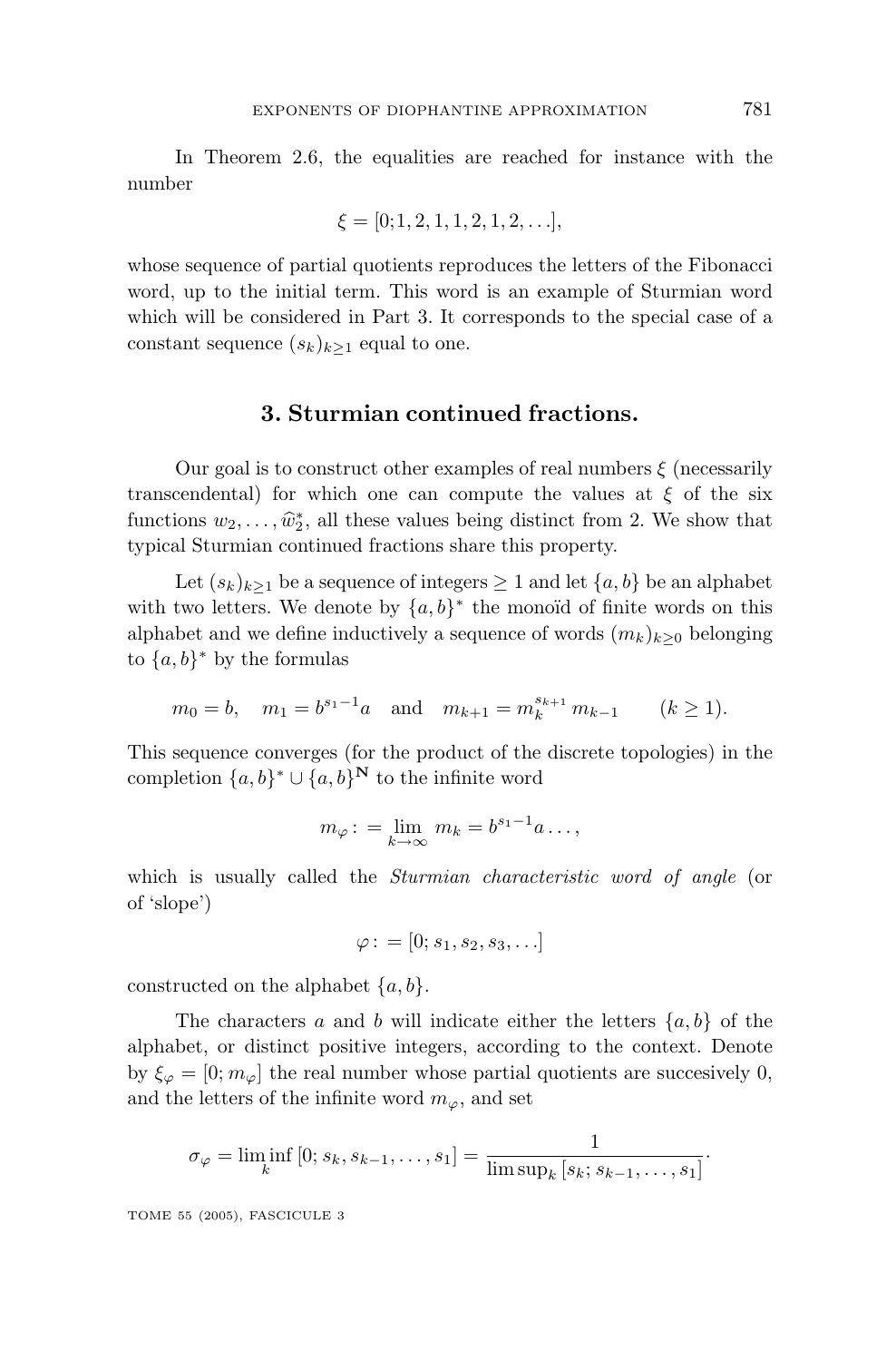In Theorem 2.6, the equalities are reached for instance with the number

$$\xi = [0; 1, 2, 1, 1, 2, 1, 2, \ldots],$$

whose sequence of partial quotients reproduces the letters of the Fibonacci word, up to the initial term. This word is an example of Sturmian word which will be considered in Part 3. It corresponds to the special case of a constant sequence $(s_k)_{k\geq 1}$ equal to one.

## 3. Sturmian continued fractions.

Our goal is to construct other examples of real numbers $\xi$ (necessarily transcendental) for which one can compute the values at $\xi$ of the six functions $w_2, \ldots, \widehat{w}_2^*$, all these values being distinct from 2. We show that typical Sturmian continued fractions share this property.

Let $(s_k)_{k\geq 1}$ be a sequence of integers $\geq 1$ and let $\{a, b\}$ be an alphabet with two letters. We denote by $\{a, b\}^*$ the monoïd of finite words on this alphabet and we define inductively a sequence of words $(m_k)_{k\geq 0}$ belonging to $\{a, b\}^*$ by the formulas

$$m_0 = b, \quad m_1 = b^{s_1 - 1}a \quad \text{and} \quad m_{k+1} = m_k^{s_{k+1}} m_{k-1} \qquad (k \geq 1).$$

This sequence converges (for the product of the discrete topologies) in the completion $\{a, b\}^* \cup \{a, b\}^{\mathbf{N}}$ to the infinite word

$$m_\varphi := \lim_{k\to\infty} m_k = b^{s_1 - 1}a \ldots,$$

which is usually called the *Sturmian characteristic word of angle* (or of 'slope')

$$\varphi := [0; s_1, s_2, s_3, \ldots]$$

constructed on the alphabet $\{a, b\}$.

The characters $a$ and $b$ will indicate either the letters $\{a, b\}$ of the alphabet, or distinct positive integers, according to the context. Denote by $\xi_\varphi = [0; m_\varphi]$ the real number whose partial quotients are succesively 0, and the letters of the infinite word $m_\varphi$, and set

$$\sigma_\varphi = \liminf_k\, [0; s_k, s_{k-1}, \ldots, s_1] = \frac{1}{\limsup_k\, [s_k; s_{k-1}, \ldots, s_1]}\cdot$$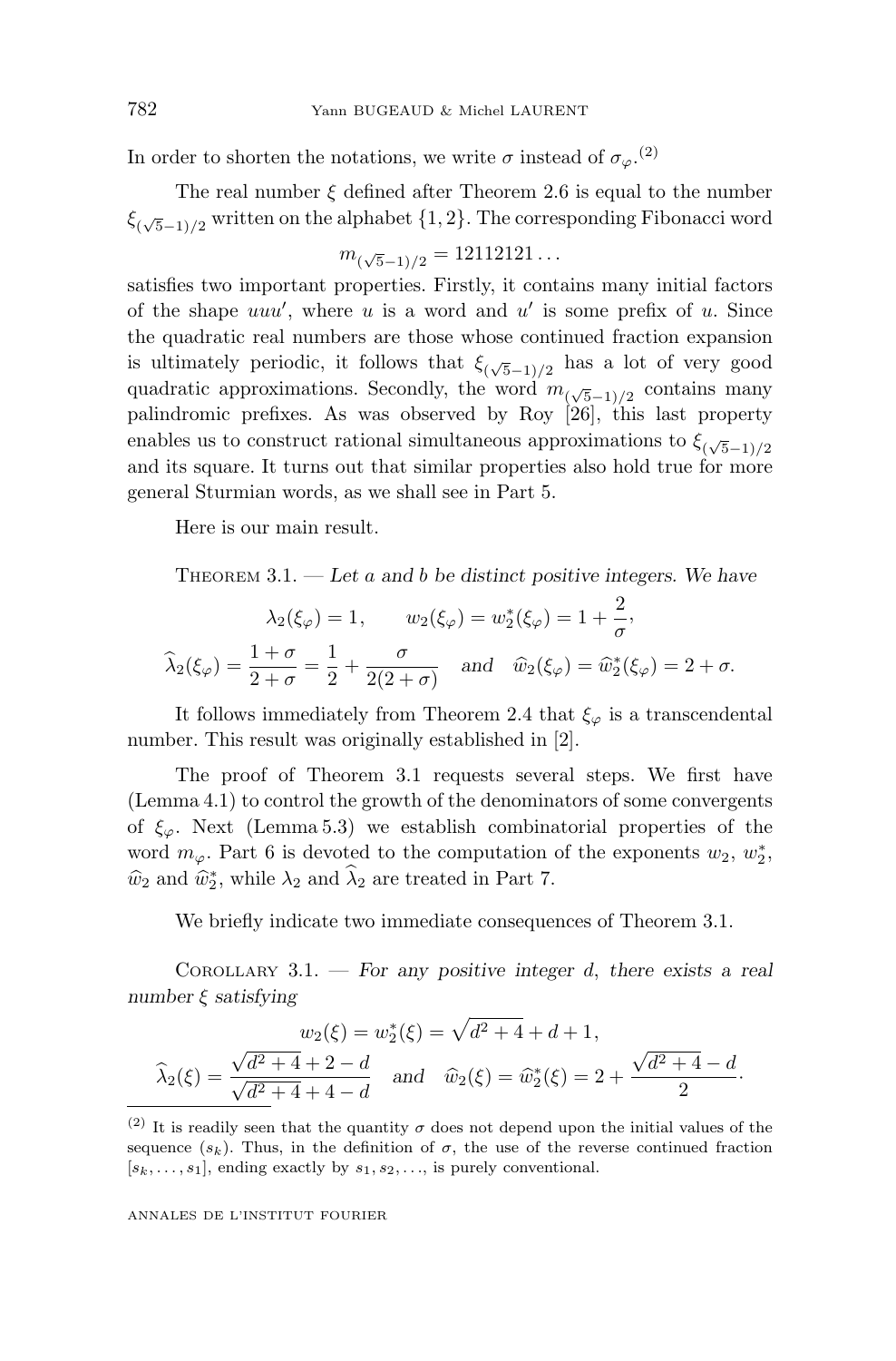In order to shorten the notations, we write $\sigma$ instead of $\sigma_\varphi$.[(2)]

The real number $\xi$ defined after Theorem 2.6 is equal to the number $\xi_{(\sqrt{5}-1)/2}$ written on the alphabet $\{1,2\}$. The corresponding Fibonacci word

$$m_{(\sqrt{5}-1)/2} = 12112121\ldots$$

satisfies two important properties. Firstly, it contains many initial factors of the shape $uuu'$, where $u$ is a word and $u'$ is some prefix of $u$. Since the quadratic real numbers are those whose continued fraction expansion is ultimately periodic, it follows that $\xi_{(\sqrt{5}-1)/2}$ has a lot of very good quadratic approximations. Secondly, the word $m_{(\sqrt{5}-1)/2}$ contains many palindromic prefixes. As was observed by Roy [26], this last property enables us to construct rational simultaneous approximations to $\xi_{(\sqrt{5}-1)/2}$ and its square. It turns out that similar properties also hold true for more general Sturmian words, as we shall see in Part 5.

Here is our main result.

Theorem 3.1. — *Let $a$ and $b$ be distinct positive integers. We have*

$$\lambda_2(\xi_\varphi) = 1, \qquad w_2(\xi_\varphi) = w_2^*(\xi_\varphi) = 1 + \frac{2}{\sigma},$$

$$\widehat{\lambda}_2(\xi_\varphi) = \frac{1+\sigma}{2+\sigma} = \frac{1}{2} + \frac{\sigma}{2(2+\sigma)} \quad \textit{and} \quad \widehat{w}_2(\xi_\varphi) = \widehat{w}_2^*(\xi_\varphi) = 2 + \sigma.$$

It follows immediately from Theorem 2.4 that $\xi_\varphi$ is a transcendental number. This result was originally established in [2].

The proof of Theorem 3.1 requests several steps. We first have (Lemma 4.1) to control the growth of the denominators of some convergents of $\xi_\varphi$. Next (Lemma 5.3) we establish combinatorial properties of the word $m_\varphi$. Part 6 is devoted to the computation of the exponents $w_2$, $w_2^*$, $\widehat{w}_2$ and $\widehat{w}_2^*$, while $\lambda_2$ and $\widehat{\lambda}_2$ are treated in Part 7.

We briefly indicate two immediate consequences of Theorem 3.1.

Corollary 3.1. — *For any positive integer $d$, there exists a real number $\xi$ satisfying*

$$w_2(\xi) = w_2^*(\xi) = \sqrt{d^2+4} + d + 1,$$

$$\widehat{\lambda}_2(\xi) = \frac{\sqrt{d^2+4}+2-d}{\sqrt{d^2+4}+4-d} \quad \textit{and} \quad \widehat{w}_2(\xi) = \widehat{w}_2^*(\xi) = 2 + \frac{\sqrt{d^2+4}-d}{2}.$$

---

(2) It is readily seen that the quantity $\sigma$ does not depend upon the initial values of the sequence $(s_k)$. Thus, in the definition of $\sigma$, the use of the reverse continued fraction $[s_k, \ldots, s_1]$, ending exactly by $s_1, s_2, \ldots$, is purely conventional.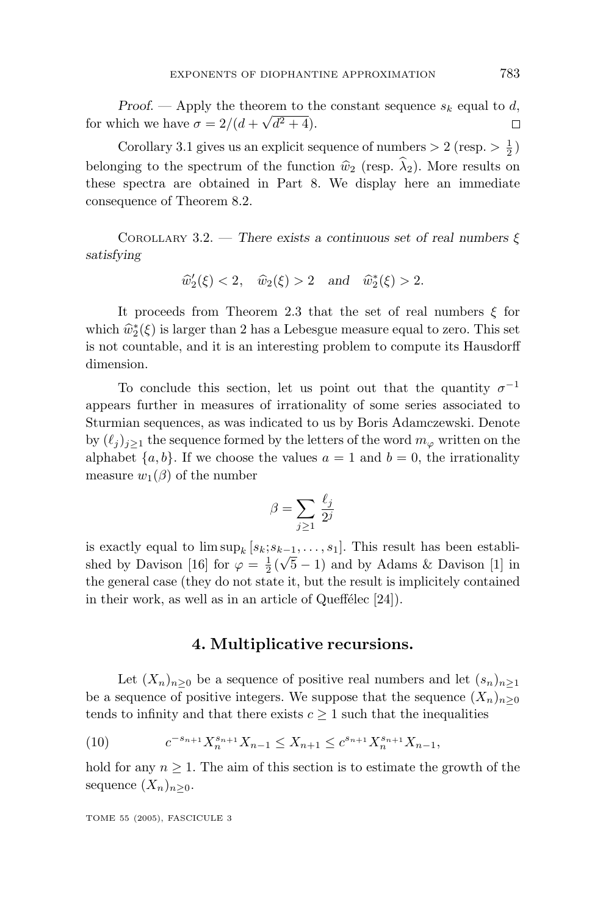*Proof.* — Apply the theorem to the constant sequence $s_k$ equal to $d$, for which we have $\sigma = 2/(d + \sqrt{d^2+4})$. $\square$

Corollary 3.1 gives us an explicit sequence of numbers $> 2$ (resp. $> \frac{1}{2}$) belonging to the spectrum of the function $\widehat{w}_2$ (resp. $\widehat{\lambda}_2$). More results on these spectra are obtained in Part 8. We display here an immediate consequence of Theorem 8.2.

Corollary 3.2. — *There exists a continuous set of real numbers $\xi$ satisfying*

$$\widehat{w}_2'(\xi) < 2, \quad \widehat{w}_2(\xi) > 2 \quad \textit{and} \quad \widehat{w}_2^*(\xi) > 2.$$

It proceeds from Theorem 2.3 that the set of real numbers $\xi$ for which $\widehat{w}_2^*(\xi)$ is larger than 2 has a Lebesgue measure equal to zero. This set is not countable, and it is an interesting problem to compute its Hausdorff dimension.

To conclude this section, let us point out that the quantity $\sigma^{-1}$ appears further in measures of irrationality of some series associated to Sturmian sequences, as was indicated to us by Boris Adamczewski. Denote by $(\ell_j)_{j\geq 1}$ the sequence formed by the letters of the word $m_\varphi$ written on the alphabet $\{a, b\}$. If we choose the values $a = 1$ and $b = 0$, the irrationality measure $w_1(\beta)$ of the number

$$\beta = \sum_{j\geq 1} \frac{\ell_j}{2^j}$$

is exactly equal to $\limsup_k [s_k; s_{k-1}, \ldots, s_1]$. This result has been established by Davison [16] for $\varphi = \frac{1}{2}(\sqrt{5} - 1)$ and by Adams & Davison [1] in the general case (they do not state it, but the result is implicitely contained in their work, as well as in an article of Queffélec [24]).

## 4. Multiplicative recursions.

Let $(X_n)_{n\geq 0}$ be a sequence of positive real numbers and let $(s_n)_{n\geq 1}$ be a sequence of positive integers. We suppose that the sequence $(X_n)_{n\geq 0}$ tends to infinity and that there exists $c \geq 1$ such that the inequalities

$$c^{-s_{n+1}} X_n^{s_{n+1}} X_{n-1} \leq X_{n+1} \leq c^{s_{n+1}} X_n^{s_{n+1}} X_{n-1}, \tag{10}$$

hold for any $n \geq 1$. The aim of this section is to estimate the growth of the sequence $(X_n)_{n\geq 0}$.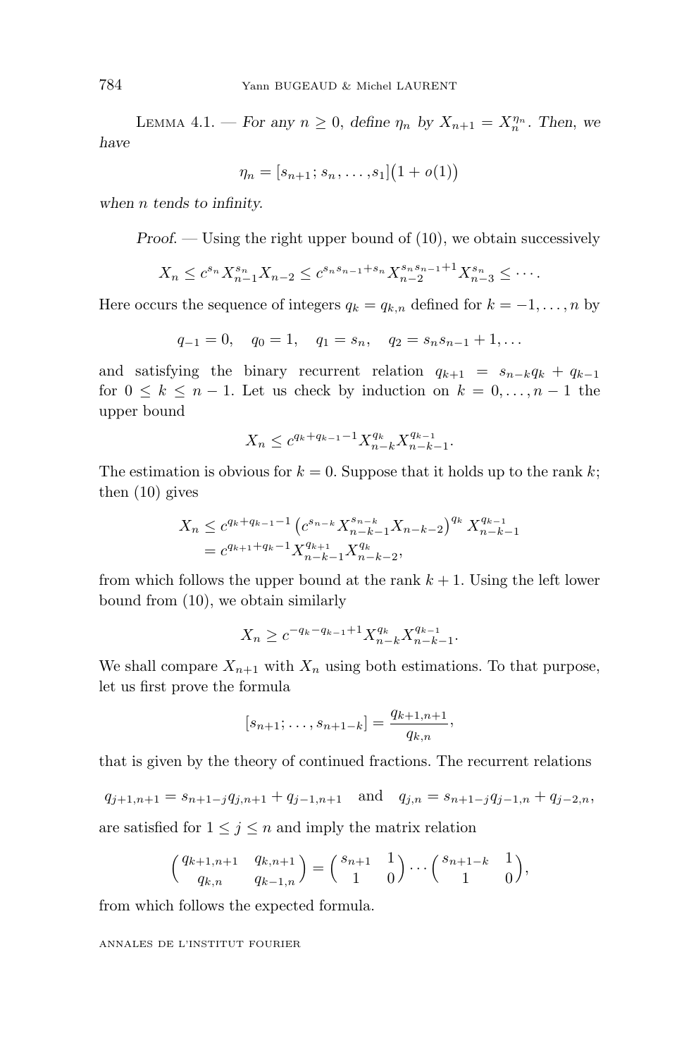Lemma 4.1. — *For any $n \geq 0$, define $\eta_n$ by $X_{n+1} = X_n^{\eta_n}$. Then, we have*

$$\eta_n = [s_{n+1}; s_n, \dots, s_1]\big(1 + o(1)\big)$$

*when $n$ tends to infinity.*

*Proof.* — Using the right upper bound of (10), we obtain successively

$$X_n \leq c^{s_n} X_{n-1}^{s_n} X_{n-2} \leq c^{s_n s_{n-1} + s_n} X_{n-2}^{s_n s_{n-1}+1} X_{n-3}^{s_n} \leq \cdots.$$

Here occurs the sequence of integers $q_k = q_{k,n}$ defined for $k = -1, \dots, n$ by

$$q_{-1} = 0, \quad q_0 = 1, \quad q_1 = s_n, \quad q_2 = s_n s_{n-1} + 1, \dots$$

and satisfying the binary recurrent relation $q_{k+1} = s_{n-k} q_k + q_{k-1}$ for $0 \leq k \leq n-1$. Let us check by induction on $k = 0, \dots, n-1$ the upper bound

$$X_n \leq c^{q_k + q_{k-1} - 1} X_{n-k}^{q_k} X_{n-k-1}^{q_{k-1}}.$$

The estimation is obvious for $k = 0$. Suppose that it holds up to the rank $k$; then (10) gives

$$\begin{aligned} X_n &\leq c^{q_k + q_{k-1} - 1} \left( c^{s_{n-k}} X_{n-k-1}^{s_{n-k}} X_{n-k-2} \right)^{q_k} X_{n-k-1}^{q_{k-1}} \\ &= c^{q_{k+1} + q_k - 1} X_{n-k-1}^{q_{k+1}} X_{n-k-2}^{q_k}, \end{aligned}$$

from which follows the upper bound at the rank $k+1$. Using the left lower bound from (10), we obtain similarly

$$X_n \geq c^{-q_k - q_{k-1} + 1} X_{n-k}^{q_k} X_{n-k-1}^{q_{k-1}}.$$

We shall compare $X_{n+1}$ with $X_n$ using both estimations. To that purpose, let us first prove the formula

$$[s_{n+1}; \dots, s_{n+1-k}] = \frac{q_{k+1,n+1}}{q_{k,n}},$$

that is given by the theory of continued fractions. The recurrent relations

$$q_{j+1,n+1} = s_{n+1-j} q_{j,n+1} + q_{j-1,n+1} \quad \text{and} \quad q_{j,n} = s_{n+1-j} q_{j-1,n} + q_{j-2,n},$$

are satisfied for $1 \leq j \leq n$ and imply the matrix relation

$$\begin{pmatrix} q_{k+1,n+1} & q_{k,n+1} \\ q_{k,n} & q_{k-1,n} \end{pmatrix} = \begin{pmatrix} s_{n+1} & 1 \\ 1 & 0 \end{pmatrix} \cdots \begin{pmatrix} s_{n+1-k} & 1 \\ 1 & 0 \end{pmatrix},$$

from which follows the expected formula.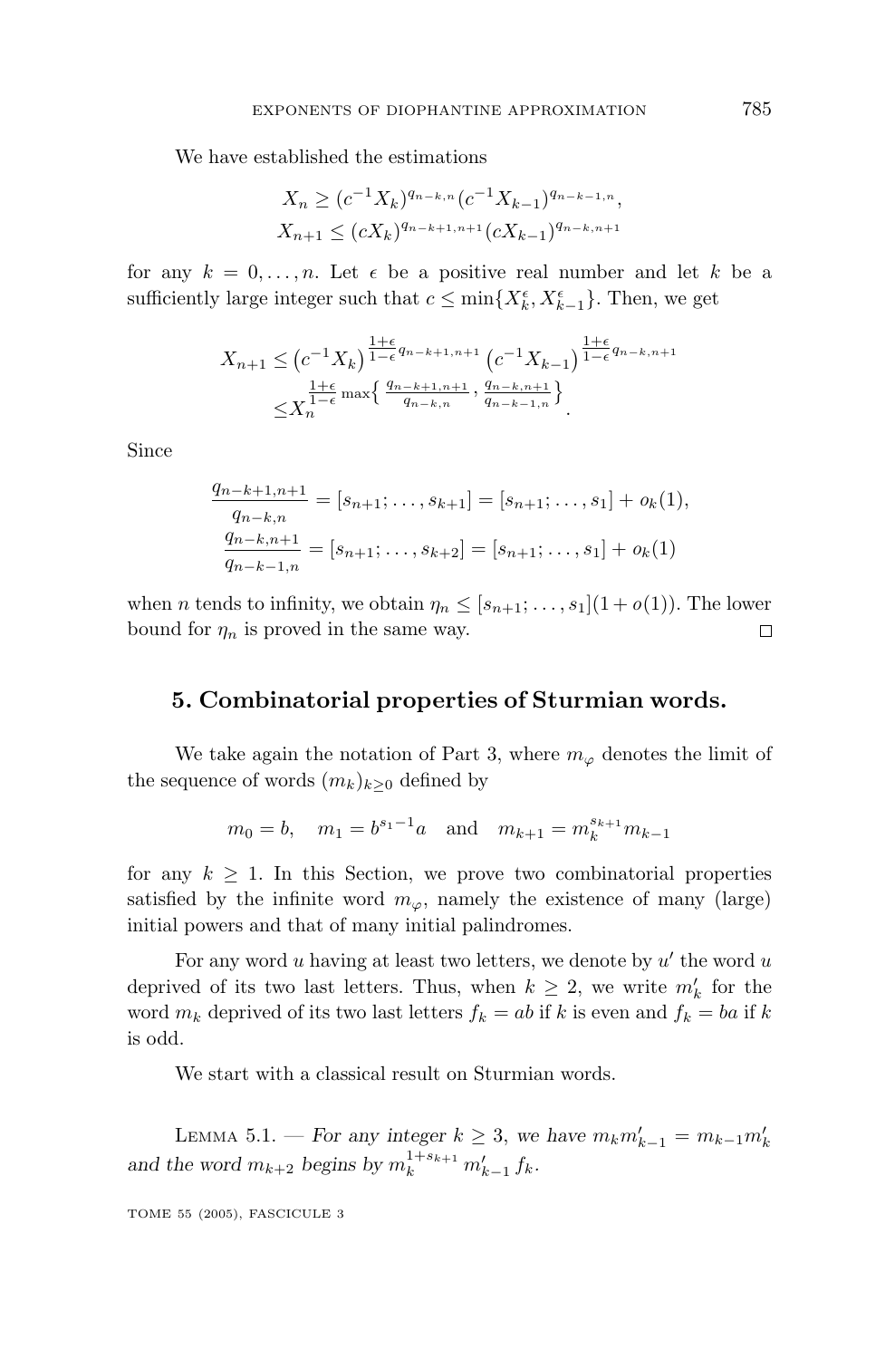We have established the estimations

$$X_n \geq (c^{-1}X_k)^{q_{n-k,n}}(c^{-1}X_{k-1})^{q_{n-k-1,n}},$$
$$X_{n+1} \leq (cX_k)^{q_{n-k+1,n+1}}(cX_{k-1})^{q_{n-k,n+1}}$$

for any $k = 0, \dots, n$. Let $\epsilon$ be a positive real number and let $k$ be a sufficiently large integer such that $c \leq \min\{X_k^{\epsilon}, X_{k-1}^{\epsilon}\}$. Then, we get

$$X_{n+1} \leq \left(c^{-1}X_k\right)^{\frac{1+\epsilon}{1-\epsilon}q_{n-k+1,n+1}} \left(c^{-1}X_{k-1}\right)^{\frac{1+\epsilon}{1-\epsilon}q_{n-k,n+1}}$$
$$\leq X_n^{\frac{1+\epsilon}{1-\epsilon}\max\left\{\frac{q_{n-k+1,n+1}}{q_{n-k,n}},\, \frac{q_{n-k,n+1}}{q_{n-k-1,n}}\right\}}.$$

Since

$$\frac{q_{n-k+1,n+1}}{q_{n-k,n}} = [s_{n+1}; \dots, s_{k+1}] = [s_{n+1}; \dots, s_1] + o_k(1),$$
$$\frac{q_{n-k,n+1}}{q_{n-k-1,n}} = [s_{n+1}; \dots, s_{k+2}] = [s_{n+1}; \dots, s_1] + o_k(1)$$

when $n$ tends to infinity, we obtain $\eta_n \leq [s_{n+1}; \dots, s_1](1 + o(1))$. The lower bound for $\eta_n$ is proved in the same way. □

## 5. Combinatorial properties of Sturmian words.

We take again the notation of Part 3, where $m_\varphi$ denotes the limit of the sequence of words $(m_k)_{k \geq 0}$ defined by

$$m_0 = b, \quad m_1 = b^{s_1 - 1}a \quad \text{and} \quad m_{k+1} = m_k^{s_{k+1}} m_{k-1}$$

for any $k \geq 1$. In this Section, we prove two combinatorial properties satisfied by the infinite word $m_\varphi$, namely the existence of many (large) initial powers and that of many initial palindromes.

For any word $u$ having at least two letters, we denote by $u'$ the word $u$ deprived of its two last letters. Thus, when $k \geq 2$, we write $m_k'$ for the word $m_k$ deprived of its two last letters $f_k = ab$ if $k$ is even and $f_k = ba$ if $k$ is odd.

We start with a classical result on Sturmian words.

Lemma 5.1. — *For any integer $k \geq 3$, we have $m_k m_{k-1}' = m_{k-1} m_k'$ and the word $m_{k+2}$ begins by $m_k^{1+s_{k+1}}\, m_{k-1}'\, f_k$.*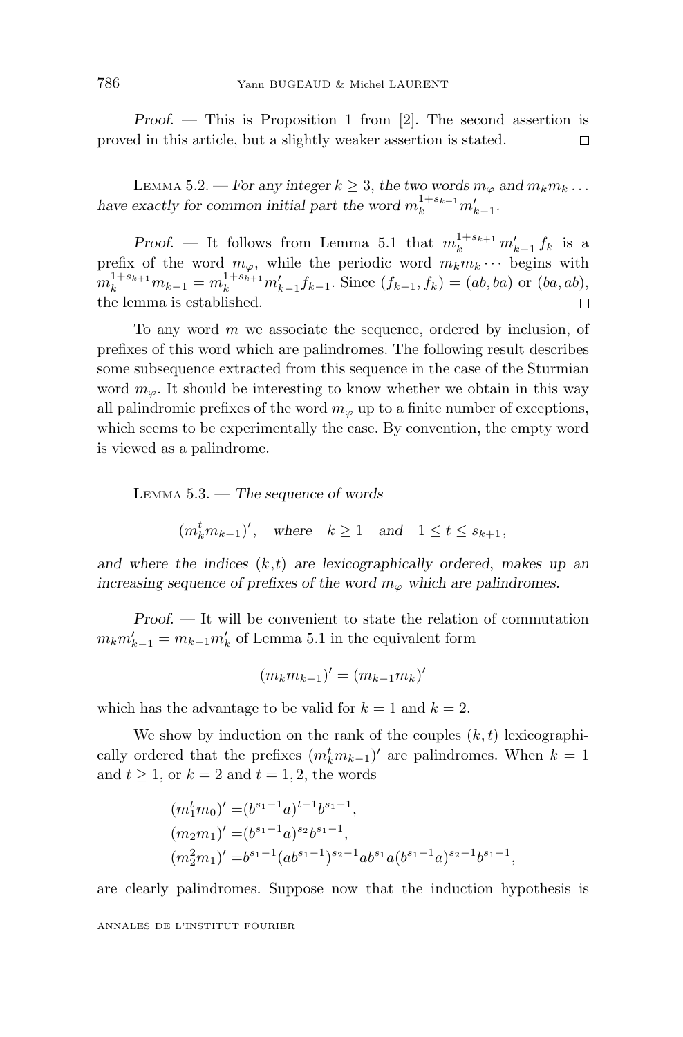*Proof.* — This is Proposition 1 from [2]. The second assertion is proved in this article, but a slightly weaker assertion is stated. □

Lemma 5.2. — *For any integer $k \geq 3$, the two words $m_\varphi$ and $m_k m_k \dots$ have exactly for common initial part the word $m_k^{1+s_{k+1}} m'_{k-1}$.*

*Proof.* — It follows from Lemma 5.1 that $m_k^{1+s_{k+1}} m'_{k-1} f_k$ is a prefix of the word $m_\varphi$, while the periodic word $m_k m_k \cdots$ begins with $m_k^{1+s_{k+1}} m_{k-1} = m_k^{1+s_{k+1}} m'_{k-1} f_{k-1}$. Since $(f_{k-1}, f_k) = (ab, ba)$ or $(ba, ab)$, the lemma is established. □

To any word $m$ we associate the sequence, ordered by inclusion, of prefixes of this word which are palindromes. The following result describes some subsequence extracted from this sequence in the case of the Sturmian word $m_\varphi$. It should be interesting to know whether we obtain in this way all palindromic prefixes of the word $m_\varphi$ up to a finite number of exceptions, which seems to be experimentally the case. By convention, the empty word is viewed as a palindrome.

Lemma 5.3. — *The sequence of words*

$$(m_k^t m_{k-1})', \quad \text{where} \quad k \geq 1 \quad \text{and} \quad 1 \leq t \leq s_{k+1},$$

*and where the indices $(k,t)$ are lexicographically ordered, makes up an increasing sequence of prefixes of the word $m_\varphi$ which are palindromes.*

*Proof.* — It will be convenient to state the relation of commutation $m_k m'_{k-1} = m_{k-1} m'_k$ of Lemma 5.1 in the equivalent form

$$(m_k m_{k-1})' = (m_{k-1} m_k)'$$

which has the advantage to be valid for $k = 1$ and $k = 2$.

We show by induction on the rank of the couples $(k, t)$ lexicographically ordered that the prefixes $(m_k^t m_{k-1})'$ are palindromes. When $k = 1$ and $t \geq 1$, or $k = 2$ and $t = 1, 2$, the words

$$\begin{aligned}
(m_1^t m_0)' &= (b^{s_1-1} a)^{t-1} b^{s_1-1}, \\
(m_2 m_1)' &= (b^{s_1-1} a)^{s_2} b^{s_1-1}, \\
(m_2^2 m_1)' &= b^{s_1-1} (a b^{s_1-1})^{s_2-1} a b^{s_1} a (b^{s_1-1} a)^{s_2-1} b^{s_1-1},
\end{aligned}$$

are clearly palindromes. Suppose now that the induction hypothesis is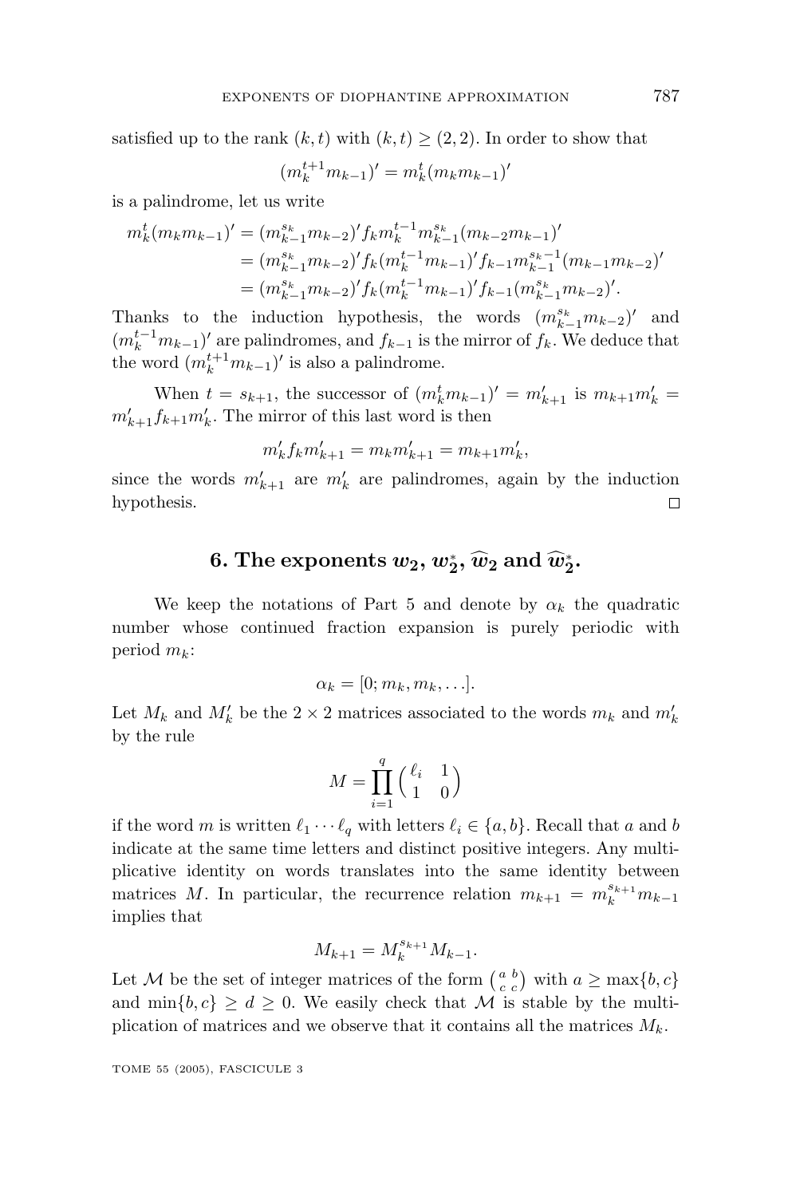satisfied up to the rank $(k,t)$ with $(k,t) \geq (2,2)$. In order to show that

$$(m_k^{t+1} m_{k-1})' = m_k^t (m_k m_{k-1})'$$

is a palindrome, let us write

$$\begin{aligned}
m_k^t (m_k m_{k-1})' &= (m_{k-1}^{s_k} m_{k-2})' f_k m_k^{t-1} m_{k-1}^{s_k} (m_{k-2} m_{k-1})' \\
&= (m_{k-1}^{s_k} m_{k-2})' f_k (m_k^{t-1} m_{k-1})' f_{k-1} m_{k-1}^{s_k - 1} (m_{k-1} m_{k-2})' \\
&= (m_{k-1}^{s_k} m_{k-2})' f_k (m_k^{t-1} m_{k-1})' f_{k-1} (m_{k-1}^{s_k} m_{k-2})'.
\end{aligned}$$

Thanks to the induction hypothesis, the words $(m_{k-1}^{s_k} m_{k-2})'$ and $(m_k^{t-1} m_{k-1})'$ are palindromes, and $f_{k-1}$ is the mirror of $f_k$. We deduce that the word $(m_k^{t+1} m_{k-1})'$ is also a palindrome.

When $t = s_{k+1}$, the successor of $(m_k^t m_{k-1})' = m'_{k+1}$ is $m_{k+1} m'_k = m'_{k+1} f_{k+1} m'_k$. The mirror of this last word is then

$$m'_k f_k m'_{k+1} = m_k m'_{k+1} = m_{k+1} m'_k,$$

since the words $m'_{k+1}$ are $m'_k$ are palindromes, again by the induction hypothesis. □

## 6. The exponents $w_2$, $w_2^*$, $\widehat{w}_2$ and $\widehat{w}_2^*$.

We keep the notations of Part 5 and denote by $\alpha_k$ the quadratic number whose continued fraction expansion is purely periodic with period $m_k$:

$$\alpha_k = [0; m_k, m_k, \ldots].$$

Let $M_k$ and $M'_k$ be the $2 \times 2$ matrices associated to the words $m_k$ and $m'_k$ by the rule

$$M = \prod_{i=1}^{q} \begin{pmatrix} \ell_i & 1 \\ 1 & 0 \end{pmatrix}$$

if the word $m$ is written $\ell_1 \cdots \ell_q$ with letters $\ell_i \in \{a, b\}$. Recall that $a$ and $b$ indicate at the same time letters and distinct positive integers. Any multiplicative identity on words translates into the same identity between matrices $M$. In particular, the recurrence relation $m_{k+1} = m_k^{s_{k+1}} m_{k-1}$ implies that

$$M_{k+1} = M_k^{s_{k+1}} M_{k-1}.$$

Let $\mathcal{M}$ be the set of integer matrices of the form $\left(\begin{smallmatrix} a & b \\ c & c \end{smallmatrix}\right)$ with $a \geq \max\{b, c\}$ and $\min\{b, c\} \geq d \geq 0$. We easily check that $\mathcal{M}$ is stable by the multiplication of matrices and we observe that it contains all the matrices $M_k$.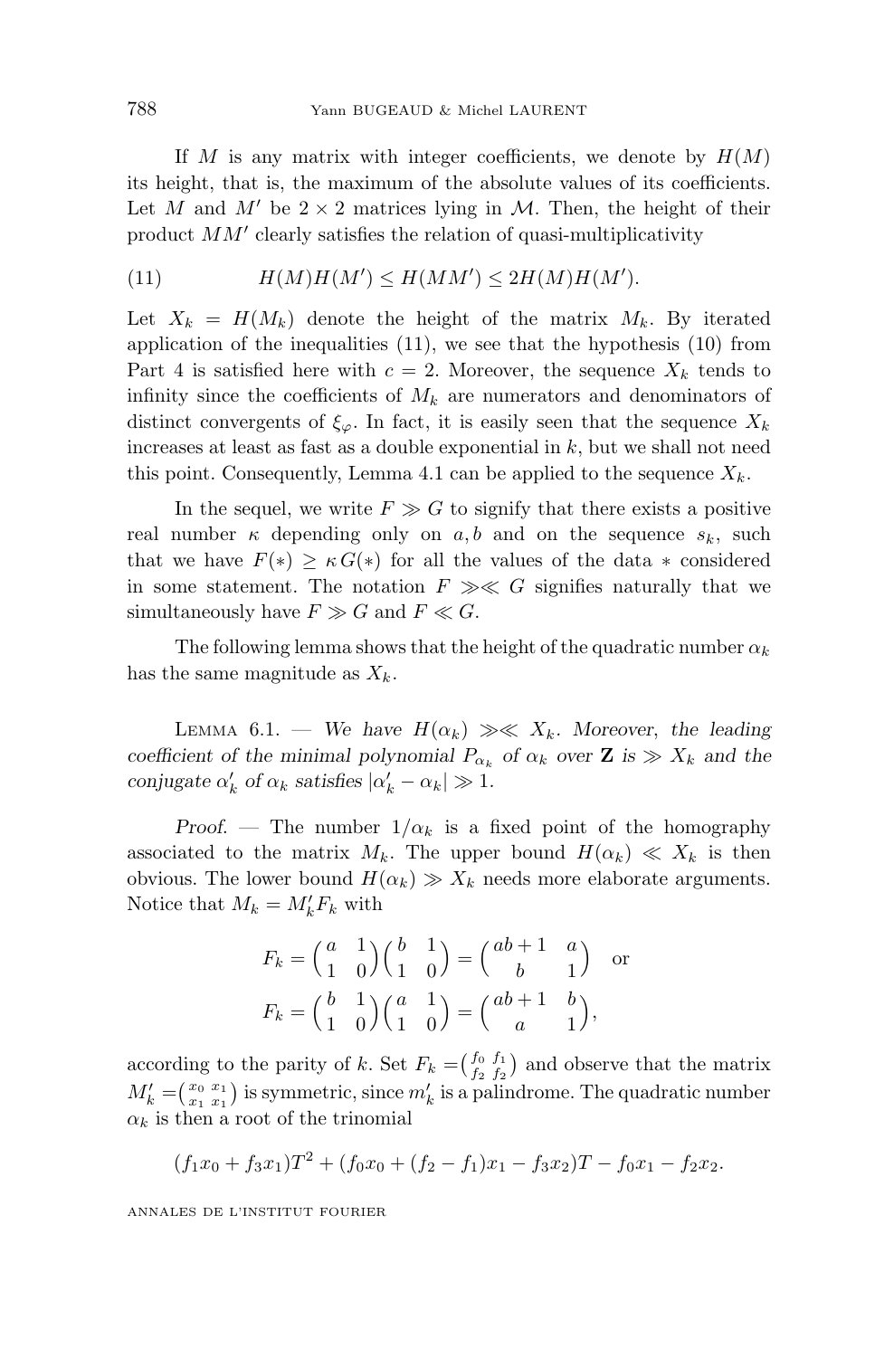If $M$ is any matrix with integer coefficients, we denote by $H(M)$ its height, that is, the maximum of the absolute values of its coefficients. Let $M$ and $M'$ be $2 \times 2$ matrices lying in $\mathcal{M}$. Then, the height of their product $MM'$ clearly satisfies the relation of quasi-multiplicativity

$$H(M)H(M') \leq H(MM') \leq 2H(M)H(M'). \tag{11}$$

Let $X_k = H(M_k)$ denote the height of the matrix $M_k$. By iterated application of the inequalities (11), we see that the hypothesis (10) from Part 4 is satisfied here with $c = 2$. Moreover, the sequence $X_k$ tends to infinity since the coefficients of $M_k$ are numerators and denominators of distinct convergents of $\xi_\varphi$. In fact, it is easily seen that the sequence $X_k$ increases at least as fast as a double exponential in $k$, but we shall not need this point. Consequently, Lemma 4.1 can be applied to the sequence $X_k$.

In the sequel, we write $F \gg G$ to signify that there exists a positive real number $\kappa$ depending only on $a, b$ and on the sequence $s_k$, such that we have $F(*) \geq \kappa\, G(*)$ for all the values of the data $*$ considered in some statement. The notation $F \gg\ll G$ signifies naturally that we simultaneously have $F \gg G$ and $F \ll G$.

The following lemma shows that the height of the quadratic number $\alpha_k$ has the same magnitude as $X_k$.

Lemma 6.1. — *We have $H(\alpha_k) \gg\ll X_k$. Moreover, the leading coefficient of the minimal polynomial $P_{\alpha_k}$ of $\alpha_k$ over $\mathbf{Z}$ is $\gg X_k$ and the conjugate $\alpha'_k$ of $\alpha_k$ satisfies $|\alpha'_k - \alpha_k| \gg 1$.*

*Proof.* — The number $1/\alpha_k$ is a fixed point of the homography associated to the matrix $M_k$. The upper bound $H(\alpha_k) \ll X_k$ is then obvious. The lower bound $H(\alpha_k) \gg X_k$ needs more elaborate arguments. Notice that $M_k = M'_k F_k$ with

$$F_k = \begin{pmatrix} a & 1 \\ 1 & 0 \end{pmatrix}\begin{pmatrix} b & 1 \\ 1 & 0 \end{pmatrix} = \begin{pmatrix} ab+1 & a \\ b & 1 \end{pmatrix} \quad \text{or}$$
$$F_k = \begin{pmatrix} b & 1 \\ 1 & 0 \end{pmatrix}\begin{pmatrix} a & 1 \\ 1 & 0 \end{pmatrix} = \begin{pmatrix} ab+1 & b \\ a & 1 \end{pmatrix},$$

according to the parity of $k$. Set $F_k = \begin{pmatrix} f_0 & f_1 \\ f_2 & f_2 \end{pmatrix}$ and observe that the matrix $M'_k = \begin{pmatrix} x_0 & x_1 \\ x_1 & x_1 \end{pmatrix}$ is symmetric, since $m'_k$ is a palindrome. The quadratic number $\alpha_k$ is then a root of the trinomial

$$(f_1x_0 + f_3x_1)T^2 + (f_0x_0 + (f_2 - f_1)x_1 - f_3x_2)T - f_0x_1 - f_2x_2.$$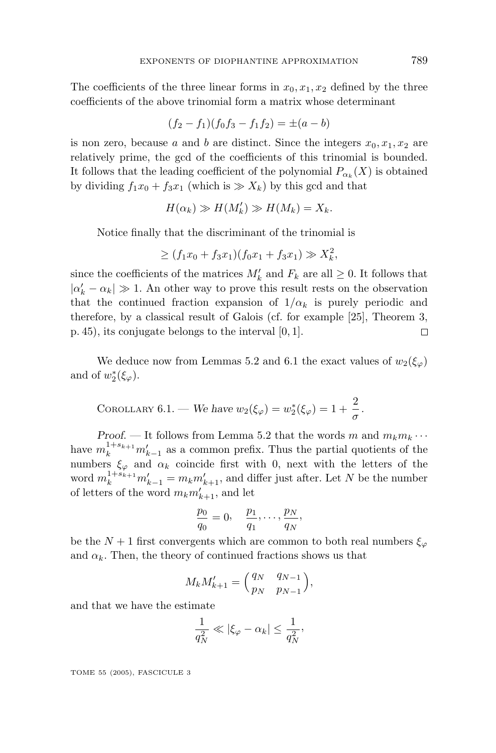The coefficients of the three linear forms in $x_0, x_1, x_2$ defined by the three coefficients of the above trinomial form a matrix whose determinant

$$(f_2 - f_1)(f_0 f_3 - f_1 f_2) = \pm(a - b)$$

is non zero, because $a$ and $b$ are distinct. Since the integers $x_0, x_1, x_2$ are relatively prime, the gcd of the coefficients of this trinomial is bounded. It follows that the leading coefficient of the polynomial $P_{\alpha_k}(X)$ is obtained by dividing $f_1 x_0 + f_3 x_1$ (which is $\gg X_k$) by this gcd and that

$$H(\alpha_k) \gg H(M'_k) \gg H(M_k) = X_k.$$

Notice finally that the discriminant of the trinomial is

$$\geq (f_1 x_0 + f_3 x_1)(f_0 x_1 + f_3 x_1) \gg X_k^2,$$

since the coefficients of the matrices $M'_k$ and $F_k$ are all $\geq 0$. It follows that $|\alpha'_k - \alpha_k| \gg 1$. An other way to prove this result rests on the observation that the continued fraction expansion of $1/\alpha_k$ is purely periodic and therefore, by a classical result of Galois (cf. for example [25], Theorem 3, p. 45), its conjugate belongs to the interval $[0, 1]$. □

We deduce now from Lemmas 5.2 and 6.1 the exact values of $w_2(\xi_\varphi)$ and of $w_2^*(\xi_\varphi)$.

Corollary 6.1. — *We have* $w_2(\xi_\varphi) = w_2^*(\xi_\varphi) = 1 + \dfrac{2}{\sigma}$.

*Proof*. — It follows from Lemma 5.2 that the words $m$ and $m_k m_k \cdots$ have $m_k^{1+s_{k+1}} m'_{k-1}$ as a common prefix. Thus the partial quotients of the numbers $\xi_\varphi$ and $\alpha_k$ coincide first with 0, next with the letters of the word $m_k^{1+s_{k+1}} m'_{k-1} = m_k m'_{k+1}$, and differ just after. Let $N$ be the number of letters of the word $m_k m'_{k+1}$, and let

$$\frac{p_0}{q_0} = 0, \quad \frac{p_1}{q_1}, \ldots, \frac{p_N}{q_N},$$

be the $N+1$ first convergents which are common to both real numbers $\xi_\varphi$ and $\alpha_k$. Then, the theory of continued fractions shows us that

$$M_k M'_{k+1} = \begin{pmatrix} q_N & q_{N-1} \\ p_N & p_{N-1} \end{pmatrix},$$

and that we have the estimate

$$\frac{1}{q_N^2} \ll |\xi_\varphi - \alpha_k| \leq \frac{1}{q_N^2},$$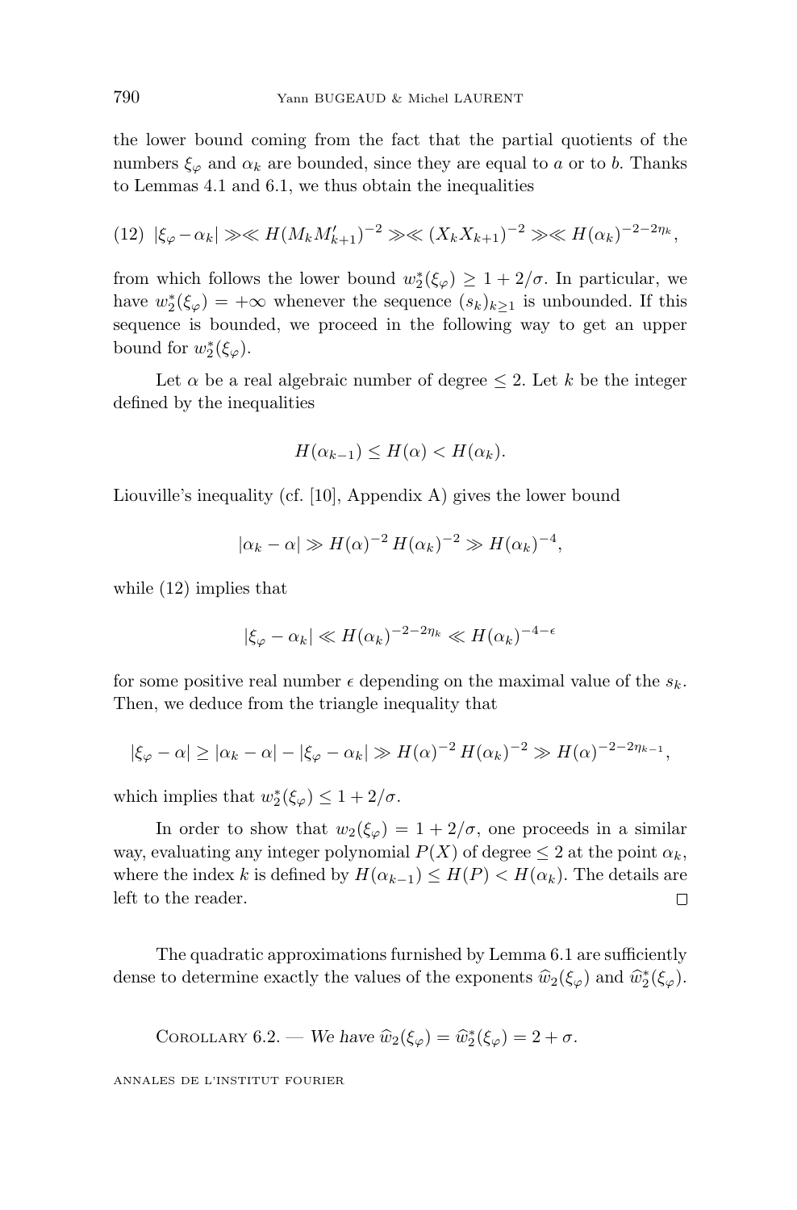the lower bound coming from the fact that the partial quotients of the numbers $\xi_\varphi$ and $\alpha_k$ are bounded, since they are equal to $a$ or to $b$. Thanks to Lemmas 4.1 and 6.1, we thus obtain the inequalities

$$(12)\quad |\xi_\varphi - \alpha_k| \gg\ll H(M_k M'_{k+1})^{-2} \gg\ll (X_k X_{k+1})^{-2} \gg\ll H(\alpha_k)^{-2-2\eta_k},$$

from which follows the lower bound $w_2^*(\xi_\varphi) \geq 1 + 2/\sigma$. In particular, we have $w_2^*(\xi_\varphi) = +\infty$ whenever the sequence $(s_k)_{k\geq 1}$ is unbounded. If this sequence is bounded, we proceed in the following way to get an upper bound for $w_2^*(\xi_\varphi)$.

Let $\alpha$ be a real algebraic number of degree $\leq 2$. Let $k$ be the integer defined by the inequalities

$$H(\alpha_{k-1}) \leq H(\alpha) < H(\alpha_k).$$

Liouville's inequality (cf. [10], Appendix A) gives the lower bound

$$|\alpha_k - \alpha| \gg H(\alpha)^{-2} H(\alpha_k)^{-2} \gg H(\alpha_k)^{-4},$$

while (12) implies that

$$|\xi_\varphi - \alpha_k| \ll H(\alpha_k)^{-2-2\eta_k} \ll H(\alpha_k)^{-4-\epsilon}$$

for some positive real number $\epsilon$ depending on the maximal value of the $s_k$. Then, we deduce from the triangle inequality that

$$|\xi_\varphi - \alpha| \geq |\alpha_k - \alpha| - |\xi_\varphi - \alpha_k| \gg H(\alpha)^{-2} H(\alpha_k)^{-2} \gg H(\alpha)^{-2-2\eta_{k-1}},$$

which implies that $w_2^*(\xi_\varphi) \leq 1 + 2/\sigma$.

In order to show that $w_2(\xi_\varphi) = 1 + 2/\sigma$, one proceeds in a similar way, evaluating any integer polynomial $P(X)$ of degree $\leq 2$ at the point $\alpha_k$, where the index $k$ is defined by $H(\alpha_{k-1}) \leq H(P) < H(\alpha_k)$. The details are left to the reader. □

The quadratic approximations furnished by Lemma 6.1 are sufficiently dense to determine exactly the values of the exponents $\widehat{w}_2(\xi_\varphi)$ and $\widehat{w}_2^*(\xi_\varphi)$.

Corollary 6.2. — *We have* $\widehat{w}_2(\xi_\varphi) = \widehat{w}_2^*(\xi_\varphi) = 2 + \sigma$.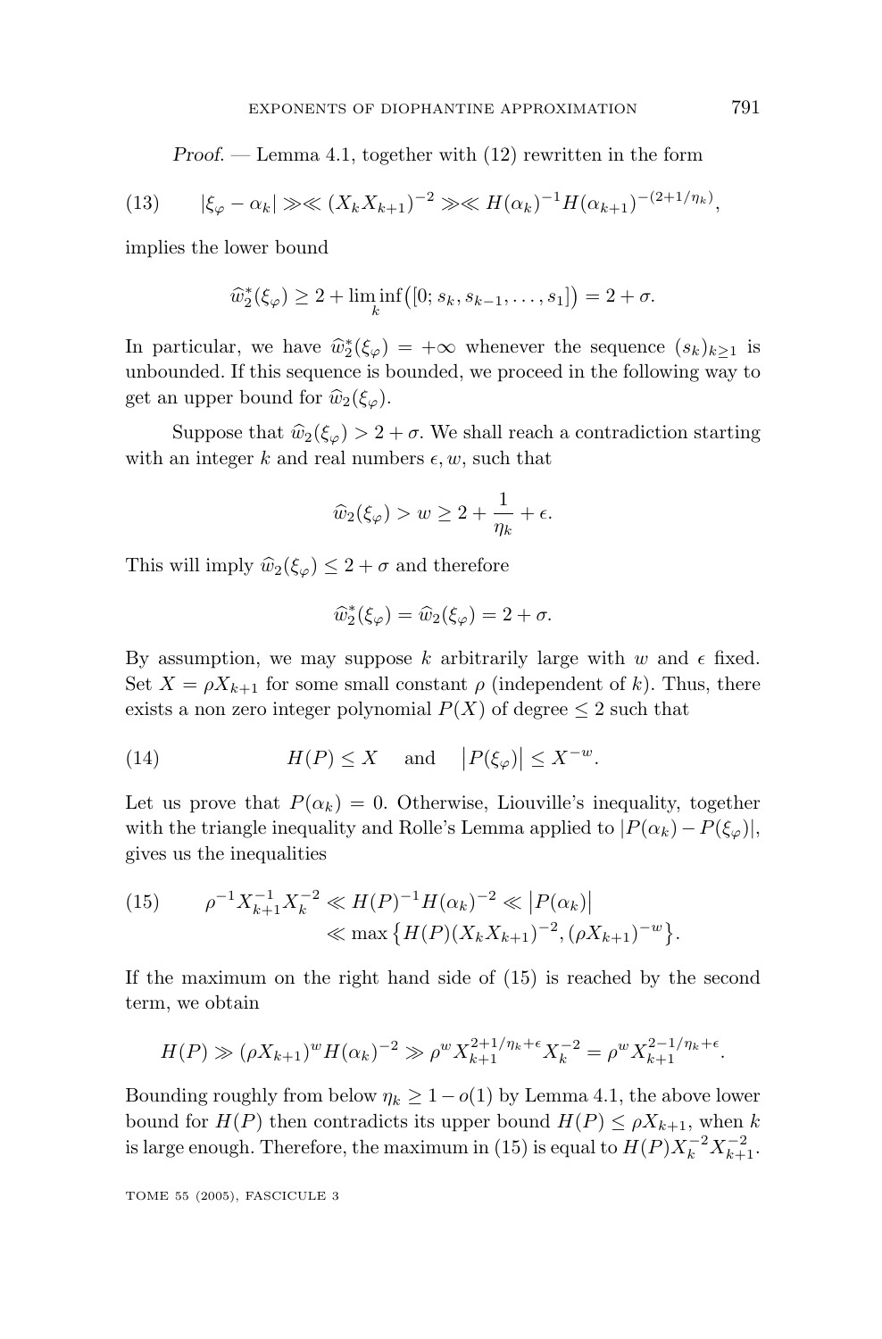*Proof*. — Lemma 4.1, together with (12) rewritten in the form

$$|\xi_\varphi - \alpha_k| \gg\ll (X_k X_{k+1})^{-2} \gg\ll H(\alpha_k)^{-1} H(\alpha_{k+1})^{-(2+1/\eta_k)}, \tag{13}$$

implies the lower bound

$$\widehat{w}_2^*(\xi_\varphi) \geq 2 + \liminf_k \big([0; s_k, s_{k-1}, \ldots, s_1]\big) = 2 + \sigma.$$

In particular, we have $\widehat{w}_2^*(\xi_\varphi) = +\infty$ whenever the sequence $(s_k)_{k\geq 1}$ is unbounded. If this sequence is bounded, we proceed in the following way to get an upper bound for $\widehat{w}_2(\xi_\varphi)$.

Suppose that $\widehat{w}_2(\xi_\varphi) > 2 + \sigma$. We shall reach a contradiction starting with an integer $k$ and real numbers $\epsilon, w$, such that

$$\widehat{w}_2(\xi_\varphi) > w \geq 2 + \frac{1}{\eta_k} + \epsilon.$$

This will imply $\widehat{w}_2(\xi_\varphi) \leq 2 + \sigma$ and therefore

$$\widehat{w}_2^*(\xi_\varphi) = \widehat{w}_2(\xi_\varphi) = 2 + \sigma.$$

By assumption, we may suppose $k$ arbitrarily large with $w$ and $\epsilon$ fixed. Set $X = \rho X_{k+1}$ for some small constant $\rho$ (independent of $k$). Thus, there exists a non zero integer polynomial $P(X)$ of degree $\leq 2$ such that

$$H(P) \leq X \quad \text{ and } \quad \big|P(\xi_\varphi)\big| \leq X^{-w}. \tag{14}$$

Let us prove that $P(\alpha_k) = 0$. Otherwise, Liouville's inequality, together with the triangle inequality and Rolle's Lemma applied to $|P(\alpha_k) - P(\xi_\varphi)|$, gives us the inequalities

$$\begin{aligned}\rho^{-1} X_{k+1}^{-1} X_k^{-2} \ll H(P)^{-1} H(\alpha_k)^{-2} &\ll \big|P(\alpha_k)\big| \\ &\ll \max\big\{H(P)(X_k X_{k+1})^{-2}, (\rho X_{k+1})^{-w}\big\}.\end{aligned} \tag{15}$$

If the maximum on the right hand side of (15) is reached by the second term, we obtain

$$H(P) \gg (\rho X_{k+1})^w H(\alpha_k)^{-2} \gg \rho^w X_{k+1}^{2+1/\eta_k+\epsilon} X_k^{-2} = \rho^w X_{k+1}^{2-1/\eta_k+\epsilon}.$$

Bounding roughly from below $\eta_k \geq 1 - o(1)$ by Lemma 4.1, the above lower bound for $H(P)$ then contradicts its upper bound $H(P) \leq \rho X_{k+1}$, when $k$ is large enough. Therefore, the maximum in (15) is equal to $H(P) X_k^{-2} X_{k+1}^{-2}$.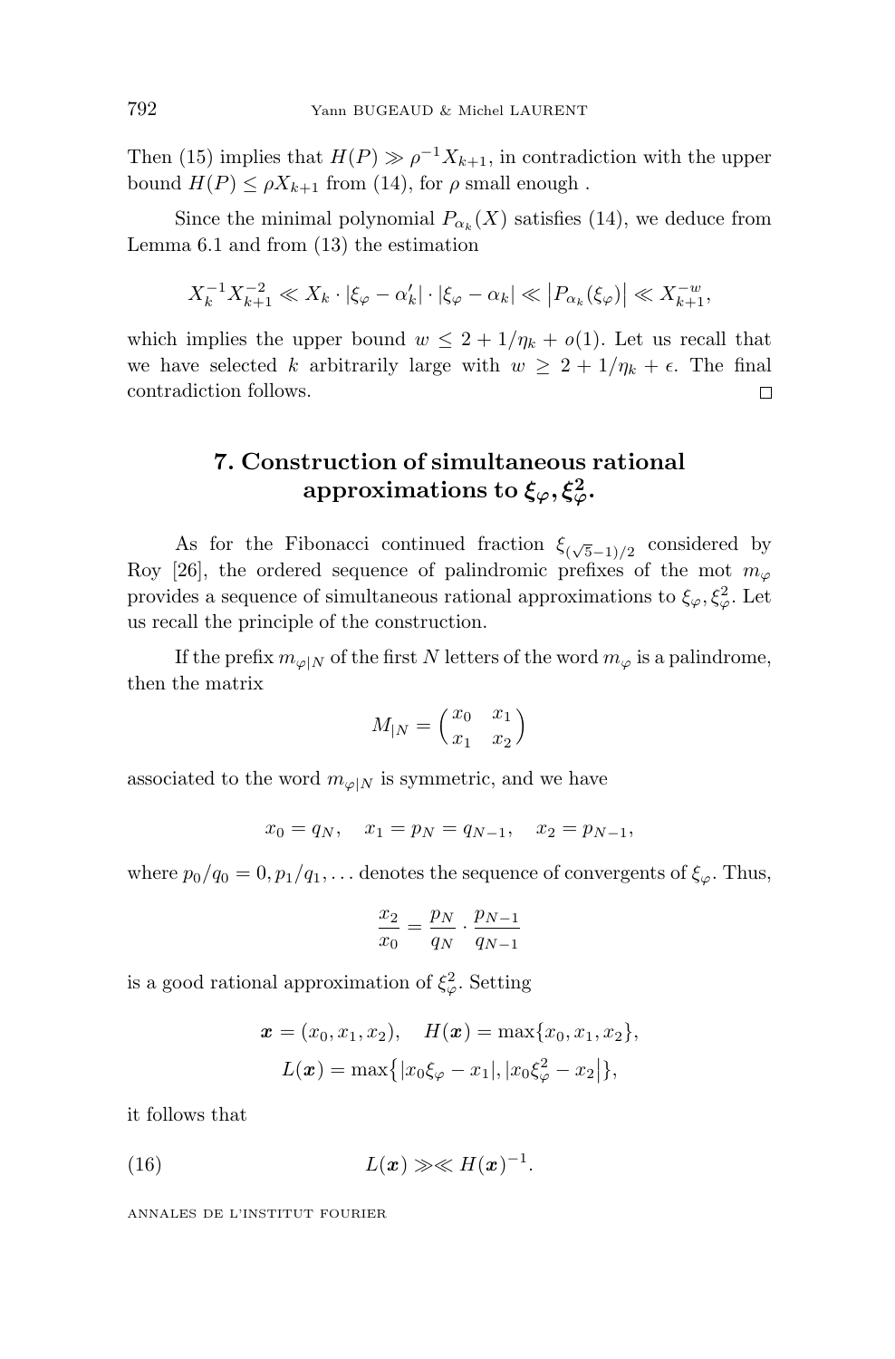Then (15) implies that $H(P) \gg \rho^{-1} X_{k+1}$, in contradiction with the upper bound $H(P) \le \rho X_{k+1}$ from (14), for $\rho$ small enough .

Since the minimal polynomial $P_{\alpha_k}(X)$ satisfies (14), we deduce from Lemma 6.1 and from (13) the estimation

$$X_k^{-1} X_{k+1}^{-2} \ll X_k \cdot |\xi_\varphi - \alpha_k'| \cdot |\xi_\varphi - \alpha_k| \ll \left|P_{\alpha_k}(\xi_\varphi)\right| \ll X_{k+1}^{-w},$$

which implies the upper bound $w \le 2 + 1/\eta_k + o(1)$. Let us recall that we have selected $k$ arbitrarily large with $w \ge 2 + 1/\eta_k + \epsilon$. The final contradiction follows. □

## 7. Construction of simultaneous rational approximations to $\xi_\varphi, \xi_\varphi^2$.

As for the Fibonacci continued fraction $\xi_{(\sqrt{5}-1)/2}$ considered by Roy [26], the ordered sequence of palindromic prefixes of the mot $m_\varphi$ provides a sequence of simultaneous rational approximations to $\xi_\varphi, \xi_\varphi^2$. Let us recall the principle of the construction.

If the prefix $m_{\varphi|N}$ of the first $N$ letters of the word $m_\varphi$ is a palindrome, then the matrix

$$M_{|N} = \begin{pmatrix} x_0 & x_1 \\ x_1 & x_2 \end{pmatrix}$$

associated to the word $m_{\varphi|N}$ is symmetric, and we have

$$x_0 = q_N, \quad x_1 = p_N = q_{N-1}, \quad x_2 = p_{N-1},$$

where $p_0/q_0 = 0, p_1/q_1, \ldots$ denotes the sequence of convergents of $\xi_\varphi$. Thus,

$$\frac{x_2}{x_0} = \frac{p_N}{q_N} \cdot \frac{p_{N-1}}{q_{N-1}}$$

is a good rational approximation of $\xi_\varphi^2$. Setting

$$\boldsymbol{x} = (x_0, x_1, x_2), \quad H(\boldsymbol{x}) = \max\{x_0, x_1, x_2\},$$
$$L(\boldsymbol{x}) = \max\bigl\{|x_0 \xi_\varphi - x_1|, |x_0 \xi_\varphi^2 - x_2|\bigr\},$$

it follows that

$$L(\boldsymbol{x}) \gg\ll H(\boldsymbol{x})^{-1}. \tag{16}$$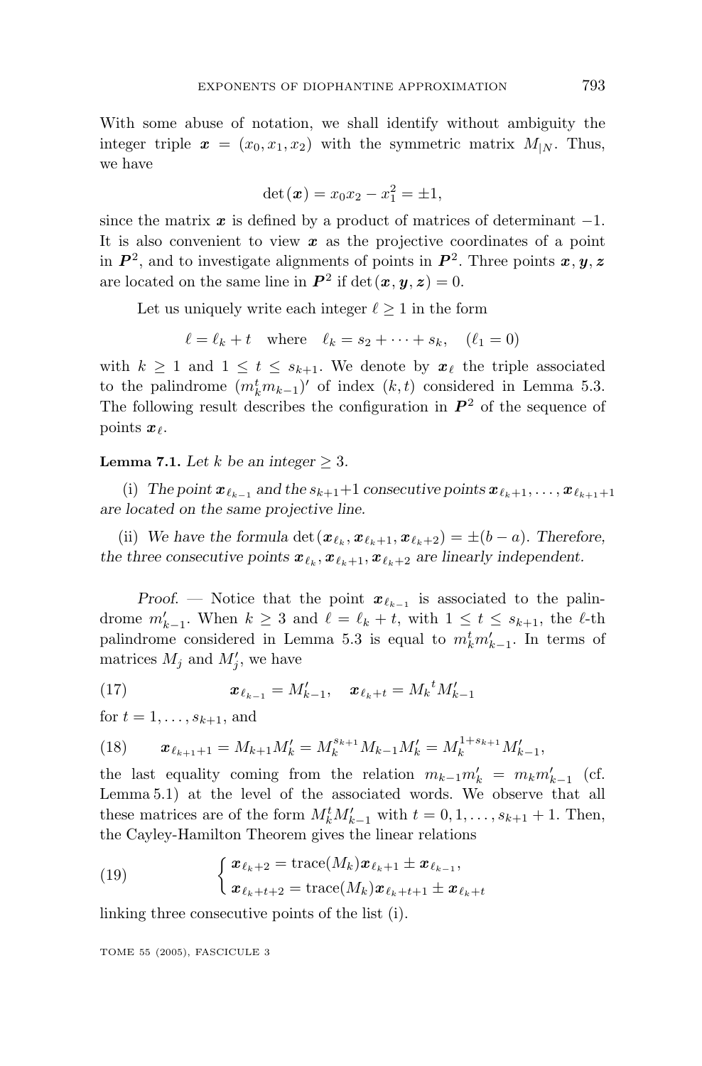With some abuse of notation, we shall identify without ambiguity the integer triple $\boldsymbol{x} = (x_0, x_1, x_2)$ with the symmetric matrix $M_{|N}$. Thus, we have

$$\det(\boldsymbol{x}) = x_0 x_2 - x_1^2 = \pm 1,$$

since the matrix $\boldsymbol{x}$ is defined by a product of matrices of determinant $-1$. It is also convenient to view $\boldsymbol{x}$ as the projective coordinates of a point in $\boldsymbol{P}^2$, and to investigate alignments of points in $\boldsymbol{P}^2$. Three points $\boldsymbol{x}, \boldsymbol{y}, \boldsymbol{z}$ are located on the same line in $\boldsymbol{P}^2$ if $\det(\boldsymbol{x}, \boldsymbol{y}, \boldsymbol{z}) = 0$.

Let us uniquely write each integer $\ell \geq 1$ in the form

$$\ell = \ell_k + t \quad \text{where} \quad \ell_k = s_2 + \cdots + s_k, \quad (\ell_1 = 0)$$

with $k \geq 1$ and $1 \leq t \leq s_{k+1}$. We denote by $\boldsymbol{x}_\ell$ the triple associated to the palindrome $(m_k^t m_{k-1})'$ of index $(k, t)$ considered in Lemma 5.3. The following result describes the configuration in $\boldsymbol{P}^2$ of the sequence of points $\boldsymbol{x}_\ell$.

**Lemma 7.1.** *Let $k$ be an integer $\geq 3$.*

(i) *The point $\boldsymbol{x}_{\ell_{k-1}}$ and the $s_{k+1}+1$ consecutive points $\boldsymbol{x}_{\ell_k+1}, \ldots, \boldsymbol{x}_{\ell_{k+1}+1}$ are located on the same projective line.*

(ii) *We have the formula $\det(\boldsymbol{x}_{\ell_k}, \boldsymbol{x}_{\ell_k+1}, \boldsymbol{x}_{\ell_k+2}) = \pm(b - a)$. Therefore, the three consecutive points $\boldsymbol{x}_{\ell_k}, \boldsymbol{x}_{\ell_k+1}, \boldsymbol{x}_{\ell_k+2}$ are linearly independent.*

*Proof.* — Notice that the point $\boldsymbol{x}_{\ell_{k-1}}$ is associated to the palindrome $m'_{k-1}$. When $k \geq 3$ and $\ell = \ell_k + t$, with $1 \leq t \leq s_{k+1}$, the $\ell$-th palindrome considered in Lemma 5.3 is equal to $m_k^t m'_{k-1}$. In terms of matrices $M_j$ and $M'_j$, we have

$$\boldsymbol{x}_{\ell_{k-1}} = M'_{k-1}, \quad \boldsymbol{x}_{\ell_k+t} = {M_k}^t M'_{k-1} \tag{17}$$

for $t = 1, \ldots, s_{k+1}$, and

$$\boldsymbol{x}_{\ell_{k+1}+1} = M_{k+1} M'_k = M_k^{s_{k+1}} M_{k-1} M'_k = M_k^{1+s_{k+1}} M'_{k-1}, \tag{18}$$

the last equality coming from the relation $m_{k-1} m'_k = m_k m'_{k-1}$ (cf. Lemma 5.1) at the level of the associated words. We observe that all these matrices are of the form $M_k^t M'_{k-1}$ with $t = 0, 1, \ldots, s_{k+1} + 1$. Then, the Cayley-Hamilton Theorem gives the linear relations

$$\begin{cases} \boldsymbol{x}_{\ell_k+2} = \operatorname{trace}(M_k) \boldsymbol{x}_{\ell_k+1} \pm \boldsymbol{x}_{\ell_{k-1}}, \\ \boldsymbol{x}_{\ell_k+t+2} = \operatorname{trace}(M_k) \boldsymbol{x}_{\ell_k+t+1} \pm \boldsymbol{x}_{\ell_k+t} \end{cases} \tag{19}$$

linking three consecutive points of the list (i).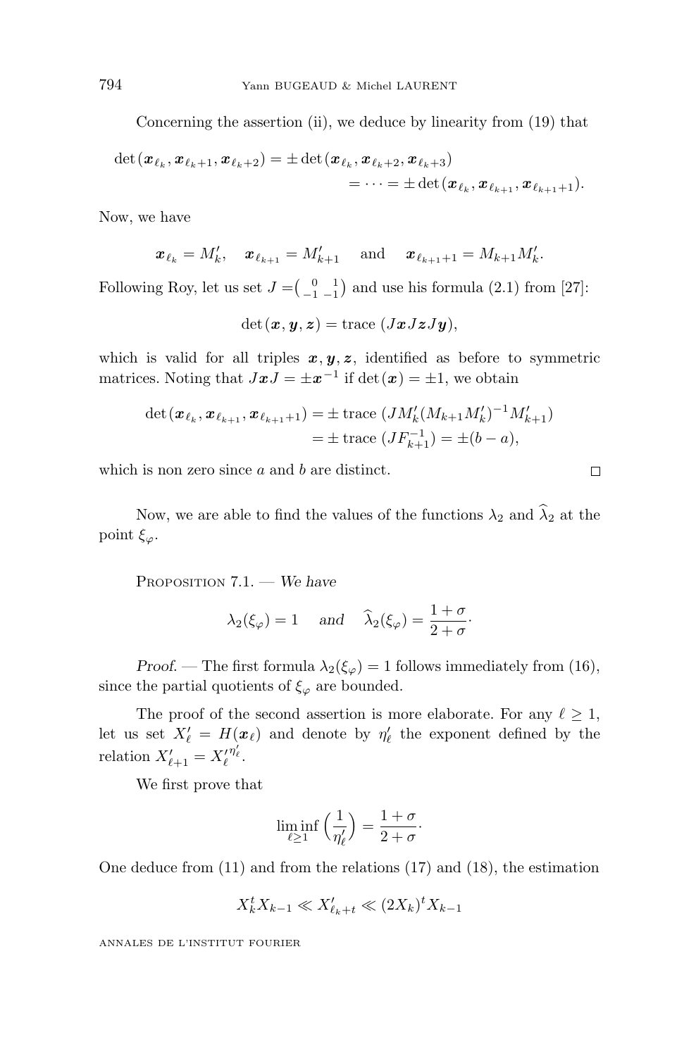Concerning the assertion (ii), we deduce by linearity from (19) that

$$\det(\boldsymbol{x}_{\ell_k}, \boldsymbol{x}_{\ell_k+1}, \boldsymbol{x}_{\ell_k+2}) = \pm \det(\boldsymbol{x}_{\ell_k}, \boldsymbol{x}_{\ell_k+2}, \boldsymbol{x}_{\ell_k+3})$$
$$= \cdots = \pm \det(\boldsymbol{x}_{\ell_k}, \boldsymbol{x}_{\ell_{k+1}}, \boldsymbol{x}_{\ell_{k+1}+1}).$$

Now, we have

$$\boldsymbol{x}_{\ell_k} = M'_k, \quad \boldsymbol{x}_{\ell_{k+1}} = M'_{k+1} \quad \text{and} \quad \boldsymbol{x}_{\ell_{k+1}+1} = M_{k+1}M'_k.$$

Following Roy, let us set $J = \begin{pmatrix} 0 & 1 \\ -1 & -1 \end{pmatrix}$ and use his formula (2.1) from [27]:

$$\det(\boldsymbol{x}, \boldsymbol{y}, \boldsymbol{z}) = \text{trace } (J\boldsymbol{x}J\boldsymbol{z}J\boldsymbol{y}),$$

which is valid for all triples $\boldsymbol{x}, \boldsymbol{y}, \boldsymbol{z}$, identified as before to symmetric matrices. Noting that $J\boldsymbol{x}J = \pm \boldsymbol{x}^{-1}$ if $\det(\boldsymbol{x}) = \pm 1$, we obtain

$$\det(\boldsymbol{x}_{\ell_k}, \boldsymbol{x}_{\ell_{k+1}}, \boldsymbol{x}_{\ell_{k+1}+1}) = \pm \text{ trace } (JM'_k(M_{k+1}M'_k)^{-1}M'_{k+1})$$
$$= \pm \text{ trace } (JF_{k+1}^{-1}) = \pm(b-a),$$

which is non zero since $a$ and $b$ are distinct. □

Now, we are able to find the values of the functions $\lambda_2$ and $\widehat{\lambda}_2$ at the point $\xi_\varphi$.

Proposition 7.1. — *We have*

$$\lambda_2(\xi_\varphi) = 1 \quad \textit{and} \quad \widehat{\lambda}_2(\xi_\varphi) = \frac{1+\sigma}{2+\sigma}.$$

*Proof.* — The first formula $\lambda_2(\xi_\varphi) = 1$ follows immediately from (16), since the partial quotients of $\xi_\varphi$ are bounded.

The proof of the second assertion is more elaborate. For any $\ell \geq 1$, let us set $X'_\ell = H(\boldsymbol{x}_\ell)$ and denote by $\eta'_\ell$ the exponent defined by the relation $X'_{\ell+1} = X'^{\eta'_\ell}_\ell$.

We first prove that

$$\liminf_{\ell \geq 1} \left(\frac{1}{\eta'_\ell}\right) = \frac{1+\sigma}{2+\sigma}.$$

One deduce from (11) and from the relations (17) and (18), the estimation

$$X_k^t X_{k-1} \ll X'_{\ell_k+t} \ll (2X_k)^t X_{k-1}$$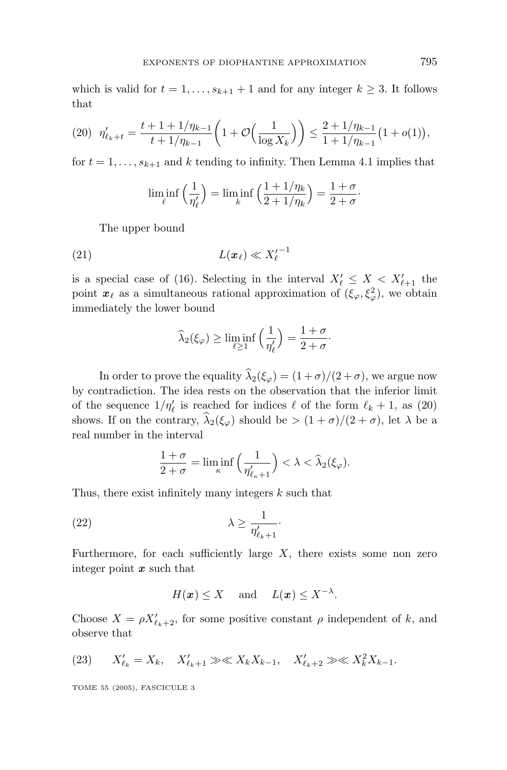which is valid for $t = 1, \ldots, s_{k+1} + 1$ and for any integer $k \geq 3$. It follows that

$$\text{(20)} \quad \eta'_{\ell_k+t} = \frac{t + 1 + 1/\eta_{k-1}}{t + 1/\eta_{k-1}} \Big( 1 + \mathcal{O}\Big(\frac{1}{\log X_k}\Big) \Big) \leq \frac{2 + 1/\eta_{k-1}}{1 + 1/\eta_{k-1}} \big(1 + o(1)\big),$$

for $t = 1, \ldots, s_{k+1}$ and $k$ tending to infinity. Then Lemma 4.1 implies that

$$\liminf_{\ell} \Big( \frac{1}{\eta'_\ell} \Big) = \liminf_{k} \Big( \frac{1 + 1/\eta_k}{2 + 1/\eta_k} \Big) = \frac{1 + \sigma}{2 + \sigma} \cdot$$

The upper bound

$$\text{(21)} \qquad L(\boldsymbol{x}_\ell) \ll {X'_\ell}^{-1}$$

is a special case of (16). Selecting in the interval $X'_\ell \leq X < X'_{\ell+1}$ the point $\boldsymbol{x}_\ell$ as a simultaneous rational approximation of $(\xi_\varphi, \xi_\varphi^2)$, we obtain immediately the lower bound

$$\widehat{\lambda}_2(\xi_\varphi) \geq \liminf_{\ell \geq 1} \Big( \frac{1}{\eta'_\ell} \Big) = \frac{1 + \sigma}{2 + \sigma} \cdot$$

In order to prove the equality $\widehat{\lambda}_2(\xi_\varphi) = (1 + \sigma)/(2 + \sigma)$, we argue now by contradiction. The idea rests on the observation that the inferior limit of the sequence $1/\eta'_\ell$ is reached for indices $\ell$ of the form $\ell_k + 1$, as (20) shows. If on the contrary, $\widehat{\lambda}_2(\xi_\varphi)$ should be $> (1 + \sigma)/(2 + \sigma)$, let $\lambda$ be a real number in the interval

$$\frac{1 + \sigma}{2 + \sigma} = \liminf_{\kappa} \Big( \frac{1}{\eta'_{\ell_\kappa + 1}} \Big) < \lambda < \widehat{\lambda}_2(\xi_\varphi).$$

Thus, there exist infinitely many integers $k$ such that

$$\text{(22)} \qquad \lambda \geq \frac{1}{\eta'_{\ell_k+1}} \cdot$$

Furthermore, for each sufficiently large $X$, there exists some non zero integer point $\boldsymbol{x}$ such that

$$H(\boldsymbol{x}) \leq X \quad \text{ and } \quad L(\boldsymbol{x}) \leq X^{-\lambda}.$$

Choose $X = \rho X'_{\ell_k+2}$, for some positive constant $\rho$ independent of $k$, and observe that

$$\text{(23)} \qquad X'_{\ell_k} = X_k, \quad X'_{\ell_k+1} \gg\ll X_k X_{k-1}, \quad X'_{\ell_k+2} \gg\ll X_k^2 X_{k-1}.$$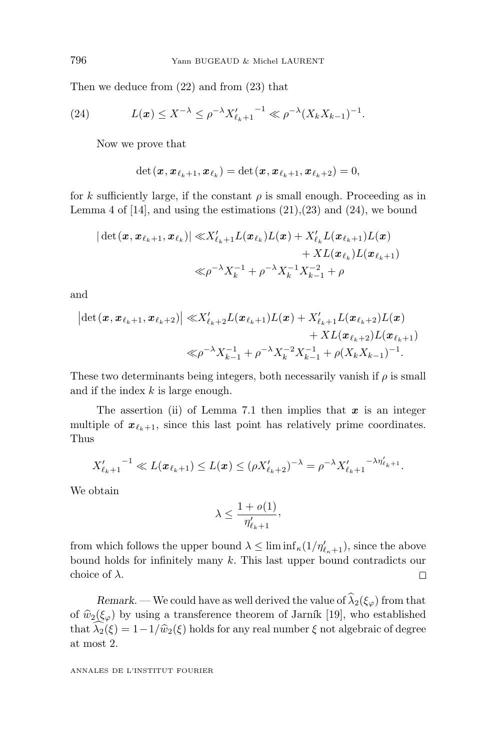Then we deduce from (22) and from (23) that

$$L(\boldsymbol{x}) \le X^{-\lambda} \le \rho^{-\lambda} {X'_{\ell_k+1}}^{-1} \ll \rho^{-\lambda}(X_k X_{k-1})^{-1}. \tag{24}$$

Now we prove that

$$\det(\boldsymbol{x}, \boldsymbol{x}_{\ell_k+1}, \boldsymbol{x}_{\ell_k}) = \det(\boldsymbol{x}, \boldsymbol{x}_{\ell_k+1}, \boldsymbol{x}_{\ell_k+2}) = 0,$$

for $k$ sufficiently large, if the constant $\rho$ is small enough. Proceeding as in Lemma 4 of [14], and using the estimations (21),(23) and (24), we bound

$$\begin{aligned}
|\det(\boldsymbol{x}, \boldsymbol{x}_{\ell_k+1}, \boldsymbol{x}_{\ell_k})| \ll & X'_{\ell_k+1} L(\boldsymbol{x}_{\ell_k}) L(\boldsymbol{x}) + X'_{\ell_k} L(\boldsymbol{x}_{\ell_k+1}) L(\boldsymbol{x}) \\
& + X L(\boldsymbol{x}_{\ell_k}) L(\boldsymbol{x}_{\ell_k+1}) \\
\ll & \rho^{-\lambda} X_k^{-1} + \rho^{-\lambda} X_k^{-1} X_{k-1}^{-2} + \rho
\end{aligned}$$

and

$$\begin{aligned}
\left|\det(\boldsymbol{x}, \boldsymbol{x}_{\ell_k+1}, \boldsymbol{x}_{\ell_k+2})\right| \ll & X'_{\ell_k+2} L(\boldsymbol{x}_{\ell_k+1}) L(\boldsymbol{x}) + X'_{\ell_k+1} L(\boldsymbol{x}_{\ell_k+2}) L(\boldsymbol{x}) \\
& + X L(\boldsymbol{x}_{\ell_k+2}) L(\boldsymbol{x}_{\ell_k+1}) \\
\ll & \rho^{-\lambda} X_{k-1}^{-1} + \rho^{-\lambda} X_k^{-2} X_{k-1}^{-1} + \rho (X_k X_{k-1})^{-1}.
\end{aligned}$$

These two determinants being integers, both necessarily vanish if $\rho$ is small and if the index $k$ is large enough.

The assertion (ii) of Lemma 7.1 then implies that $\boldsymbol{x}$ is an integer multiple of $\boldsymbol{x}_{\ell_k+1}$, since this last point has relatively prime coordinates. Thus

$${X'_{\ell_k+1}}^{-1} \ll L(\boldsymbol{x}_{\ell_k+1}) \le L(\boldsymbol{x}) \le (\rho X'_{\ell_k+2})^{-\lambda} = \rho^{-\lambda} {X'_{\ell_k+1}}^{-\lambda \eta'_{\ell_k+1}}.$$

We obtain

$$\lambda \le \frac{1 + o(1)}{\eta'_{\ell_k+1}},$$

from which follows the upper bound $\lambda \le \liminf_\kappa (1/\eta'_{\ell_\kappa+1})$, since the above bound holds for infinitely many $k$. This last upper bound contradicts our choice of $\lambda$. $\square$

*Remark*. — We could have as well derived the value of $\widehat{\lambda}_2(\xi_\varphi)$ from that of $\widehat{w}_2(\xi_\varphi)$ by using a transference theorem of Jarník [19], who established that $\widehat{\lambda_2}(\xi) = 1 - 1/\widehat{w}_2(\xi)$ holds for any real number $\xi$ not algebraic of degree at most 2.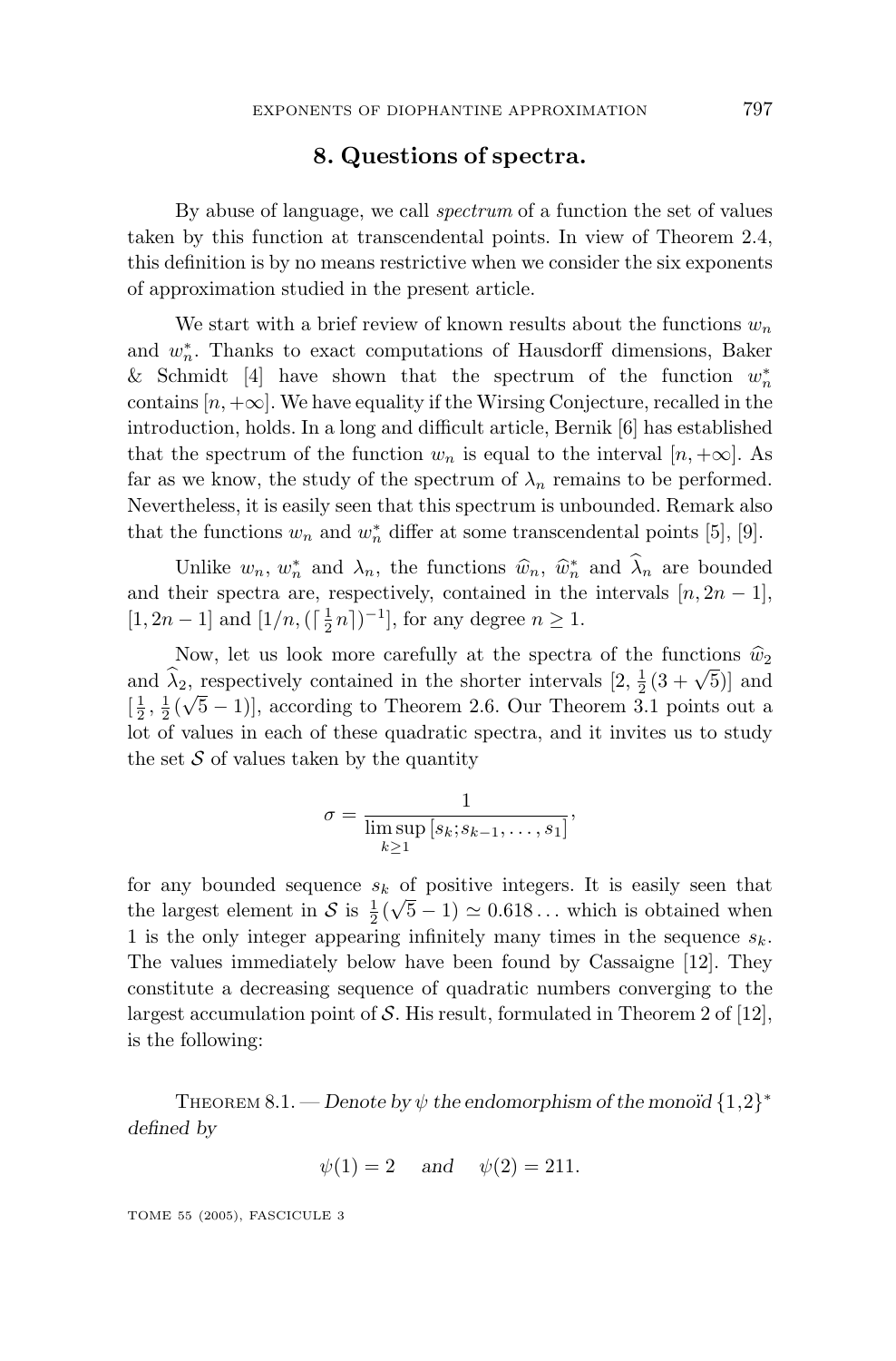## 8. Questions of spectra.

By abuse of language, we call *spectrum* of a function the set of values taken by this function at transcendental points. In view of Theorem 2.4, this definition is by no means restrictive when we consider the six exponents of approximation studied in the present article.

We start with a brief review of known results about the functions $w_n$ and $w_n^*$. Thanks to exact computations of Hausdorff dimensions, Baker & Schmidt [4] have shown that the spectrum of the function $w_n^*$ contains $[n, +\infty]$. We have equality if the Wirsing Conjecture, recalled in the introduction, holds. In a long and difficult article, Bernik [6] has established that the spectrum of the function $w_n$ is equal to the interval $[n, +\infty]$. As far as we know, the study of the spectrum of $\lambda_n$ remains to be performed. Nevertheless, it is easily seen that this spectrum is unbounded. Remark also that the functions $w_n$ and $w_n^*$ differ at some transcendental points [5], [9].

Unlike $w_n$, $w_n^*$ and $\lambda_n$, the functions $\widehat{w}_n$, $\widehat{w}_n^*$ and $\widehat{\lambda}_n$ are bounded and their spectra are, respectively, contained in the intervals $[n, 2n-1]$, $[1, 2n-1]$ and $[1/n, (\lceil \frac{1}{2} n \rceil)^{-1}]$, for any degree $n \geq 1$.

Now, let us look more carefully at the spectra of the functions $\widehat{w}_2$ and $\widehat{\lambda}_2$, respectively contained in the shorter intervals $[2, \frac{1}{2}(3+\sqrt{5})]$ and $[\frac{1}{2}, \frac{1}{2}(\sqrt{5}-1)]$, according to Theorem 2.6. Our Theorem 3.1 points out a lot of values in each of these quadratic spectra, and it invites us to study the set $\mathcal{S}$ of values taken by the quantity

$$\sigma = \frac{1}{\limsup\limits_{k \geq 1} [s_k; s_{k-1}, \dots, s_1]},$$

for any bounded sequence $s_k$ of positive integers. It is easily seen that the largest element in $\mathcal{S}$ is $\frac{1}{2}(\sqrt{5}-1) \simeq 0.618\dots$ which is obtained when 1 is the only integer appearing infinitely many times in the sequence $s_k$. The values immediately below have been found by Cassaigne [12]. They constitute a decreasing sequence of quadratic numbers converging to the largest accumulation point of $\mathcal{S}$. His result, formulated in Theorem 2 of [12], is the following:

Theorem 8.1. — *Denote by $\psi$ the endomorphism of the monoïd $\{1,2\}^*$ defined by*

$$\psi(1) = 2 \quad \text{and} \quad \psi(2) = 211.$$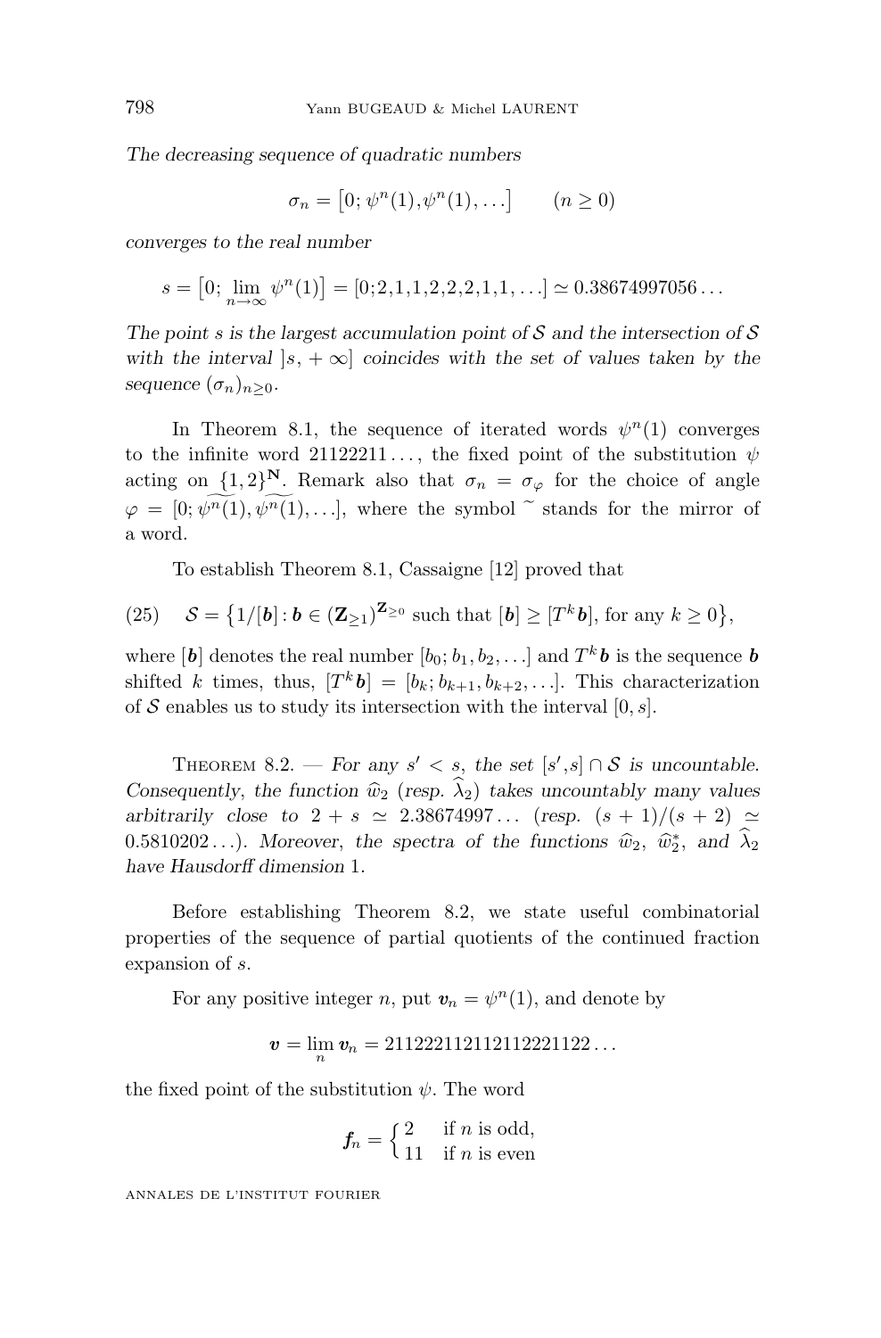*The decreasing sequence of quadratic numbers*

$$\sigma_n = \big[0; \psi^n(1), \psi^n(1), \ldots\big] \qquad (n \geq 0)$$

*converges to the real number*

$$s = \big[0; \lim_{n\to\infty} \psi^n(1)\big] = [0;2,1,1,2,2,2,1,1,\ldots] \simeq 0.38674997056\ldots$$

*The point $s$ is the largest accumulation point of $\mathcal{S}$ and the intersection of $\mathcal{S}$ with the interval $]s, +\infty]$ coincides with the set of values taken by the sequence $(\sigma_n)_{n\geq 0}$.*

In Theorem 8.1, the sequence of iterated words $\psi^n(1)$ converges to the infinite word $21122211\ldots$, the fixed point of the substitution $\psi$ acting on $\{1,2\}^{\mathbf{N}}$. Remark also that $\sigma_n = \sigma_\varphi$ for the choice of angle $\varphi = [0; \widetilde{\psi^n(1)}, \widetilde{\psi^n(1)}, \ldots]$, where the symbol $\widetilde{\ }$ stands for the mirror of a word.

To establish Theorem 8.1, Cassaigne [12] proved that

$$\mathcal{S} = \big\{1/[\boldsymbol{b}] : \boldsymbol{b} \in (\mathbf{Z}_{\geq 1})^{\mathbf{Z}_{\geq 0}} \text{ such that } [\boldsymbol{b}] \geq [T^k\boldsymbol{b}], \text{ for any } k \geq 0\big\}, \tag{25}$$

where $[\boldsymbol{b}]$ denotes the real number $[b_0; b_1, b_2, \ldots]$ and $T^k\boldsymbol{b}$ is the sequence $\boldsymbol{b}$ shifted $k$ times, thus, $[T^k\boldsymbol{b}] = [b_k; b_{k+1}, b_{k+2}, \ldots]$. This characterization of $\mathcal{S}$ enables us to study its intersection with the interval $[0, s]$.

Theorem 8.2. — *For any $s' < s$, the set $[s', s] \cap \mathcal{S}$ is uncountable. Consequently, the function $\widehat{w}_2$ (resp. $\widehat{\lambda}_2$) takes uncountably many values arbitrarily close to $2 + s \simeq 2.38674997\ldots$ (resp. $(s+1)/(s+2) \simeq 0.5810202\ldots$). Moreover, the spectra of the functions $\widehat{w}_2$, $\widehat{w}_2^*$, and $\widehat{\lambda}_2$ have Hausdorff dimension 1.*

Before establishing Theorem 8.2, we state useful combinatorial properties of the sequence of partial quotients of the continued fraction expansion of $s$.

For any positive integer $n$, put $\boldsymbol{v}_n = \psi^n(1)$, and denote by

$$\boldsymbol{v} = \lim_n \boldsymbol{v}_n = 211222112112112221122\ldots$$

the fixed point of the substitution $\psi$. The word

$$\boldsymbol{f}_n = \begin{cases} 2 & \text{if } n \text{ is odd,} \\ 11 & \text{if } n \text{ is even} \end{cases}$$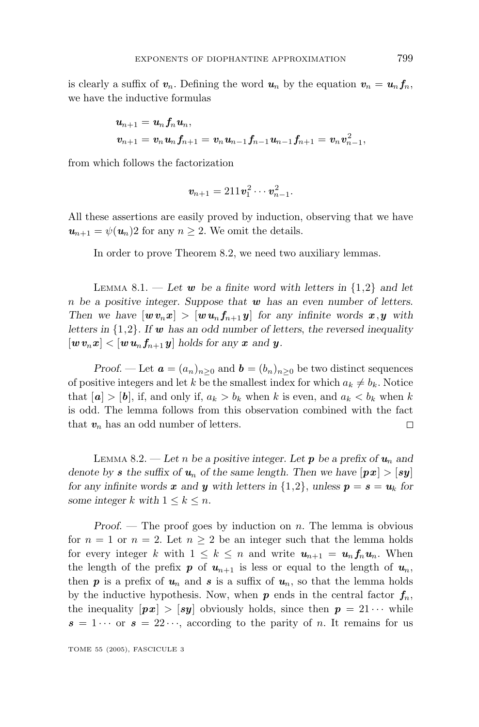is clearly a suffix of $\boldsymbol{v}_n$. Defining the word $\boldsymbol{u}_n$ by the equation $\boldsymbol{v}_n = \boldsymbol{u}_n \boldsymbol{f}_n$, we have the inductive formulas

$$\begin{aligned}
\boldsymbol{u}_{n+1} &= \boldsymbol{u}_n \boldsymbol{f}_n \boldsymbol{u}_n, \\
\boldsymbol{v}_{n+1} &= \boldsymbol{v}_n \boldsymbol{u}_n \boldsymbol{f}_{n+1} = \boldsymbol{v}_n \boldsymbol{u}_{n-1} \boldsymbol{f}_{n-1} \boldsymbol{u}_{n-1} \boldsymbol{f}_{n+1} = \boldsymbol{v}_n \boldsymbol{v}_{n-1}^2,
\end{aligned}$$

from which follows the factorization

$$\boldsymbol{v}_{n+1} = 211 \boldsymbol{v}_1^2 \cdots \boldsymbol{v}_{n-1}^2.$$

All these assertions are easily proved by induction, observing that we have $\boldsymbol{u}_{n+1} = \psi(\boldsymbol{u}_n)2$ for any $n \geq 2$. We omit the details.

In order to prove Theorem 8.2, we need two auxiliary lemmas.

Lemma 8.1. — *Let $\boldsymbol{w}$ be a finite word with letters in $\{1,2\}$ and let $n$ be a positive integer. Suppose that $\boldsymbol{w}$ has an even number of letters. Then we have $[\boldsymbol{w}\,\boldsymbol{v}_n \boldsymbol{x}] > [\boldsymbol{w}\,\boldsymbol{u}_n \boldsymbol{f}_{n+1} \boldsymbol{y}]$ for any infinite words $\boldsymbol{x}, \boldsymbol{y}$ with letters in $\{1,2\}$. If $\boldsymbol{w}$ has an odd number of letters, the reversed inequality $[\boldsymbol{w}\,\boldsymbol{v}_n \boldsymbol{x}] < [\boldsymbol{w}\,\boldsymbol{u}_n \boldsymbol{f}_{n+1} \boldsymbol{y}]$ holds for any $\boldsymbol{x}$ and $\boldsymbol{y}$.*

*Proof.* — Let $\boldsymbol{a} = (a_n)_{n \geq 0}$ and $\boldsymbol{b} = (b_n)_{n \geq 0}$ be two distinct sequences of positive integers and let $k$ be the smallest index for which $a_k \neq b_k$. Notice that $[\boldsymbol{a}] > [\boldsymbol{b}]$, if, and only if, $a_k > b_k$ when $k$ is even, and $a_k < b_k$ when $k$ is odd. The lemma follows from this observation combined with the fact that $\boldsymbol{v}_n$ has an odd number of letters. □

Lemma 8.2. — *Let $n$ be a positive integer. Let $\boldsymbol{p}$ be a prefix of $\boldsymbol{u}_n$ and denote by $\boldsymbol{s}$ the suffix of $\boldsymbol{u}_n$ of the same length. Then we have $[\boldsymbol{p}\boldsymbol{x}] > [\boldsymbol{s}\boldsymbol{y}]$ for any infinite words $\boldsymbol{x}$ and $\boldsymbol{y}$ with letters in $\{1,2\}$, unless $\boldsymbol{p} = \boldsymbol{s} = \boldsymbol{u}_k$ for some integer $k$ with $1 \leq k \leq n$.*

*Proof.* — The proof goes by induction on $n$. The lemma is obvious for $n = 1$ or $n = 2$. Let $n \geq 2$ be an integer such that the lemma holds for every integer $k$ with $1 \leq k \leq n$ and write $\boldsymbol{u}_{n+1} = \boldsymbol{u}_n \boldsymbol{f}_n \boldsymbol{u}_n$. When the length of the prefix $\boldsymbol{p}$ of $\boldsymbol{u}_{n+1}$ is less or equal to the length of $\boldsymbol{u}_n$, then $\boldsymbol{p}$ is a prefix of $\boldsymbol{u}_n$ and $\boldsymbol{s}$ is a suffix of $\boldsymbol{u}_n$, so that the lemma holds by the inductive hypothesis. Now, when $\boldsymbol{p}$ ends in the central factor $\boldsymbol{f}_n$, the inequality $[\boldsymbol{p}\boldsymbol{x}] > [\boldsymbol{s}\boldsymbol{y}]$ obviously holds, since then $\boldsymbol{p} = 21\cdots$ while $\boldsymbol{s} = 1\cdots$ or $\boldsymbol{s} = 22\cdots$, according to the parity of $n$. It remains for us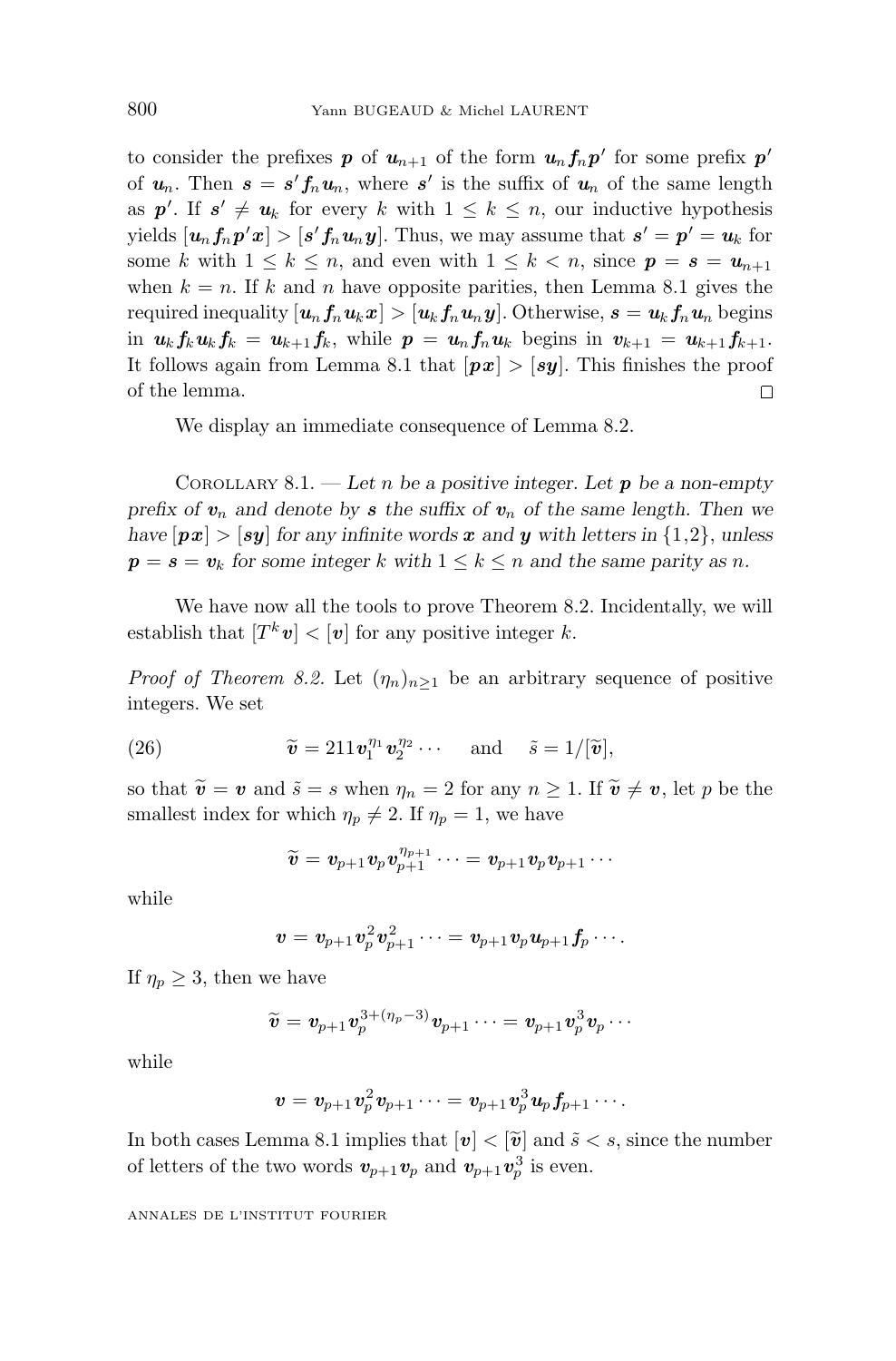to consider the prefixes $\boldsymbol{p}$ of $\boldsymbol{u}_{n+1}$ of the form $\boldsymbol{u}_n \boldsymbol{f}_n \boldsymbol{p}'$ for some prefix $\boldsymbol{p}'$ of $\boldsymbol{u}_n$. Then $\boldsymbol{s} = \boldsymbol{s}' \boldsymbol{f}_n \boldsymbol{u}_n$, where $\boldsymbol{s}'$ is the suffix of $\boldsymbol{u}_n$ of the same length as $\boldsymbol{p}'$. If $\boldsymbol{s}' \neq \boldsymbol{u}_k$ for every $k$ with $1 \leq k \leq n$, our inductive hypothesis yields $[\boldsymbol{u}_n \boldsymbol{f}_n \boldsymbol{p}' \boldsymbol{x}] > [\boldsymbol{s}' \boldsymbol{f}_n \boldsymbol{u}_n \boldsymbol{y}]$. Thus, we may assume that $\boldsymbol{s}' = \boldsymbol{p}' = \boldsymbol{u}_k$ for some $k$ with $1 \leq k \leq n$, and even with $1 \leq k < n$, since $\boldsymbol{p} = \boldsymbol{s} = \boldsymbol{u}_{n+1}$ when $k = n$. If $k$ and $n$ have opposite parities, then Lemma 8.1 gives the required inequality $[\boldsymbol{u}_n \boldsymbol{f}_n \boldsymbol{u}_k \boldsymbol{x}] > [\boldsymbol{u}_k \boldsymbol{f}_n \boldsymbol{u}_n \boldsymbol{y}]$. Otherwise, $\boldsymbol{s} = \boldsymbol{u}_k \boldsymbol{f}_n \boldsymbol{u}_n$ begins in $\boldsymbol{u}_k \boldsymbol{f}_k \boldsymbol{u}_k \boldsymbol{f}_k = \boldsymbol{u}_{k+1} \boldsymbol{f}_k$, while $\boldsymbol{p} = \boldsymbol{u}_n \boldsymbol{f}_n \boldsymbol{u}_k$ begins in $\boldsymbol{v}_{k+1} = \boldsymbol{u}_{k+1} \boldsymbol{f}_{k+1}$. It follows again from Lemma 8.1 that $[\boldsymbol{p}\boldsymbol{x}] > [\boldsymbol{s}\boldsymbol{y}]$. This finishes the proof of the lemma. □

We display an immediate consequence of Lemma 8.2.

Corollary 8.1. — *Let $n$ be a positive integer. Let $\boldsymbol{p}$ be a non-empty prefix of $\boldsymbol{v}_n$ and denote by $\boldsymbol{s}$ the suffix of $\boldsymbol{v}_n$ of the same length. Then we have $[\boldsymbol{p}\boldsymbol{x}] > [\boldsymbol{s}\boldsymbol{y}]$ for any infinite words $\boldsymbol{x}$ and $\boldsymbol{y}$ with letters in $\{1,2\}$, unless $\boldsymbol{p} = \boldsymbol{s} = \boldsymbol{v}_k$ for some integer $k$ with $1 \leq k \leq n$ and the same parity as $n$.*

We have now all the tools to prove Theorem 8.2. Incidentally, we will establish that $[T^k \boldsymbol{v}] < [\boldsymbol{v}]$ for any positive integer $k$.

*Proof of Theorem 8.2.* Let $(\eta_n)_{n \geq 1}$ be an arbitrary sequence of positive integers. We set

$$\widetilde{\boldsymbol{v}} = 211 \boldsymbol{v}_1^{\eta_1} \boldsymbol{v}_2^{\eta_2} \cdots \quad \text{and} \quad \tilde{s} = 1/[\widetilde{\boldsymbol{v}}], \tag{26}$$

so that $\widetilde{\boldsymbol{v}} = \boldsymbol{v}$ and $\tilde{s} = s$ when $\eta_n = 2$ for any $n \geq 1$. If $\widetilde{\boldsymbol{v}} \neq \boldsymbol{v}$, let $p$ be the smallest index for which $\eta_p \neq 2$. If $\eta_p = 1$, we have

$$\widetilde{\boldsymbol{v}} = \boldsymbol{v}_{p+1} \boldsymbol{v}_p \boldsymbol{v}_{p+1}^{\eta_{p+1}} \cdots = \boldsymbol{v}_{p+1} \boldsymbol{v}_p \boldsymbol{v}_{p+1} \cdots$$

while

$$\boldsymbol{v} = \boldsymbol{v}_{p+1} \boldsymbol{v}_p^2 \boldsymbol{v}_{p+1}^2 \cdots = \boldsymbol{v}_{p+1} \boldsymbol{v}_p \boldsymbol{u}_{p+1} \boldsymbol{f}_p \cdots .$$

If $\eta_p \geq 3$, then we have

$$\widetilde{\boldsymbol{v}} = \boldsymbol{v}_{p+1} \boldsymbol{v}_p^{3+(\eta_p - 3)} \boldsymbol{v}_{p+1} \cdots = \boldsymbol{v}_{p+1} \boldsymbol{v}_p^3 \boldsymbol{v}_p \cdots$$

while

$$\boldsymbol{v} = \boldsymbol{v}_{p+1} \boldsymbol{v}_p^2 \boldsymbol{v}_{p+1} \cdots = \boldsymbol{v}_{p+1} \boldsymbol{v}_p^3 \boldsymbol{u}_p \boldsymbol{f}_{p+1} \cdots .$$

In both cases Lemma 8.1 implies that $[\boldsymbol{v}] < [\widetilde{\boldsymbol{v}}]$ and $\tilde{s} < s$, since the number of letters of the two words $\boldsymbol{v}_{p+1} \boldsymbol{v}_p$ and $\boldsymbol{v}_{p+1} \boldsymbol{v}_p^3$ is even.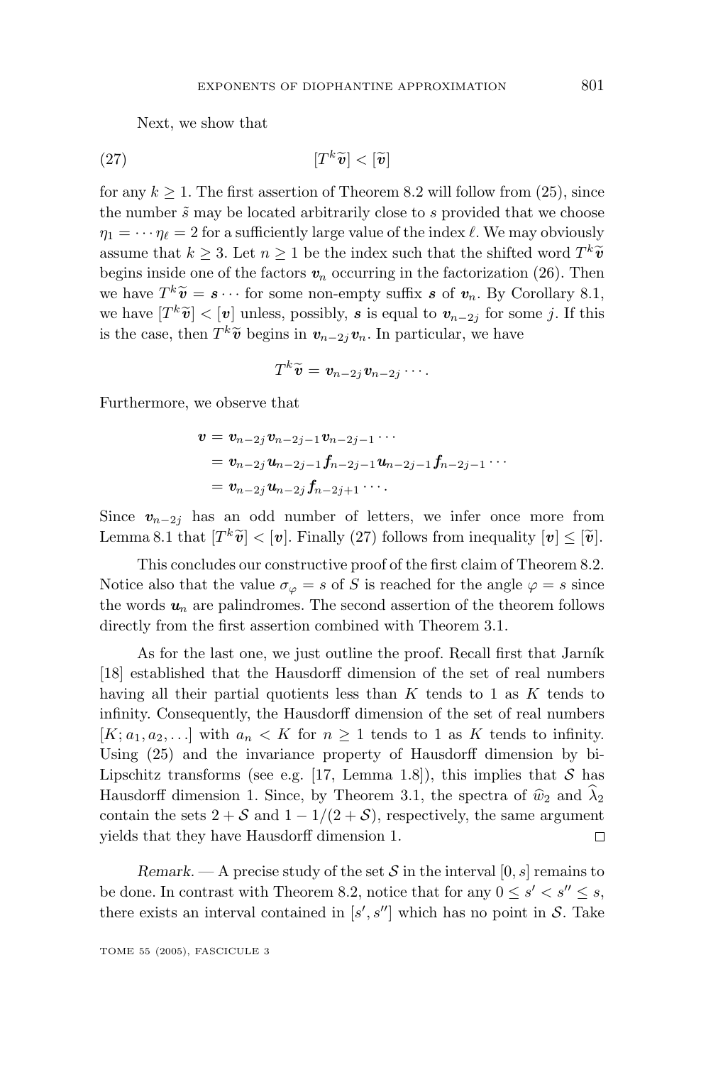Next, we show that

$$[T^k\widetilde{\boldsymbol{v}}] < [\widetilde{\boldsymbol{v}}] \tag{27}$$

for any $k \geq 1$. The first assertion of Theorem 8.2 will follow from (25), since the number $\tilde{s}$ may be located arbitrarily close to $s$ provided that we choose $\eta_1 = \cdots \eta_\ell = 2$ for a sufficiently large value of the index $\ell$. We may obviously assume that $k \geq 3$. Let $n \geq 1$ be the index such that the shifted word $T^k\widetilde{\boldsymbol{v}}$ begins inside one of the factors $\boldsymbol{v}_n$ occurring in the factorization (26). Then we have $T^k\widetilde{\boldsymbol{v}} = \boldsymbol{s}\cdots$ for some non-empty suffix $\boldsymbol{s}$ of $\boldsymbol{v}_n$. By Corollary 8.1, we have $[T^k\widetilde{\boldsymbol{v}}] < [\boldsymbol{v}]$ unless, possibly, $\boldsymbol{s}$ is equal to $\boldsymbol{v}_{n-2j}$ for some $j$. If this is the case, then $T^k\widetilde{\boldsymbol{v}}$ begins in $\boldsymbol{v}_{n-2j}\boldsymbol{v}_n$. In particular, we have

$$T^k\widetilde{\boldsymbol{v}} = \boldsymbol{v}_{n-2j}\boldsymbol{v}_{n-2j}\cdots.$$

Furthermore, we observe that

$$\begin{aligned}
\boldsymbol{v} &= \boldsymbol{v}_{n-2j}\boldsymbol{v}_{n-2j-1}\boldsymbol{v}_{n-2j-1}\cdots \\
&= \boldsymbol{v}_{n-2j}\boldsymbol{u}_{n-2j-1}\boldsymbol{f}_{n-2j-1}\boldsymbol{u}_{n-2j-1}\boldsymbol{f}_{n-2j-1}\cdots \\
&= \boldsymbol{v}_{n-2j}\boldsymbol{u}_{n-2j}\boldsymbol{f}_{n-2j+1}\cdots.
\end{aligned}$$

Since $\boldsymbol{v}_{n-2j}$ has an odd number of letters, we infer once more from Lemma 8.1 that $[T^k\widetilde{\boldsymbol{v}}] < [\boldsymbol{v}]$. Finally (27) follows from inequality $[\boldsymbol{v}] \leq [\widetilde{\boldsymbol{v}}]$.

This concludes our constructive proof of the first claim of Theorem 8.2. Notice also that the value $\sigma_\varphi = s$ of $S$ is reached for the angle $\varphi = s$ since the words $\boldsymbol{u}_n$ are palindromes. The second assertion of the theorem follows directly from the first assertion combined with Theorem 3.1.

As for the last one, we just outline the proof. Recall first that Jarník [18] established that the Hausdorff dimension of the set of real numbers having all their partial quotients less than $K$ tends to 1 as $K$ tends to infinity. Consequently, the Hausdorff dimension of the set of real numbers $[K; a_1, a_2, \ldots]$ with $a_n < K$ for $n \geq 1$ tends to 1 as $K$ tends to infinity. Using (25) and the invariance property of Hausdorff dimension by bi-Lipschitz transforms (see e.g. [17, Lemma 1.8]), this implies that $\mathcal{S}$ has Hausdorff dimension 1. Since, by Theorem 3.1, the spectra of $\widehat{w}_2$ and $\widehat{\lambda}_2$ contain the sets $2 + \mathcal{S}$ and $1 - 1/(2 + \mathcal{S})$, respectively, the same argument yields that they have Hausdorff dimension 1. □

*Remark.* — A precise study of the set $\mathcal{S}$ in the interval $[0, s]$ remains to be done. In contrast with Theorem 8.2, notice that for any $0 \leq s' < s'' \leq s$, there exists an interval contained in $[s', s'']$ which has no point in $\mathcal{S}$. Take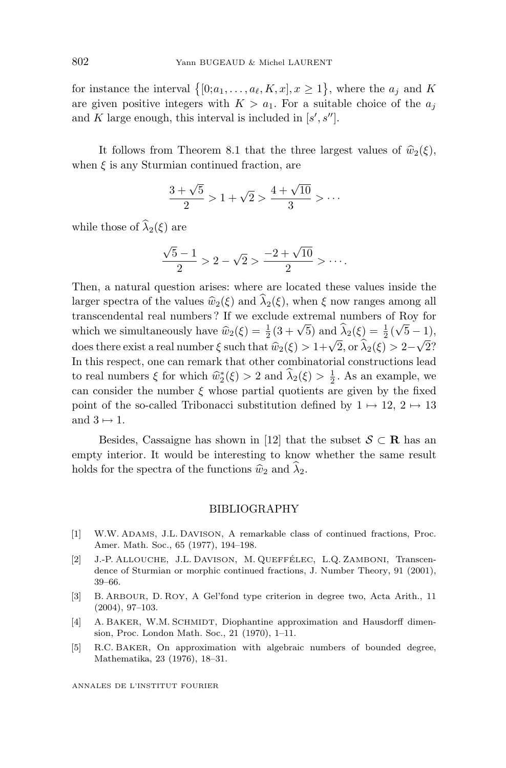for instance the interval $\{[0;a_1,\ldots,a_\ell,K,x], x\geq 1\}$, where the $a_j$ and $K$ are given positive integers with $K > a_1$. For a suitable choice of the $a_j$ and $K$ large enough, this interval is included in $[s', s'']$.

It follows from Theorem 8.1 that the three largest values of $\widehat{w}_2(\xi)$, when $\xi$ is any Sturmian continued fraction, are

$$\frac{3+\sqrt{5}}{2} > 1+\sqrt{2} > \frac{4+\sqrt{10}}{3} > \cdots$$

while those of $\widehat{\lambda}_2(\xi)$ are

$$\frac{\sqrt{5}-1}{2} > 2-\sqrt{2} > \frac{-2+\sqrt{10}}{2} > \cdots.$$

Then, a natural question arises: where are located these values inside the larger spectra of the values $\widehat{w}_2(\xi)$ and $\widehat{\lambda}_2(\xi)$, when $\xi$ now ranges among all transcendental real numbers ? If we exclude extremal numbers of Roy for which we simultaneously have $\widehat{w}_2(\xi) = \frac{1}{2}(3+\sqrt{5})$ and $\widehat{\lambda}_2(\xi) = \frac{1}{2}(\sqrt{5}-1)$, does there exist a real number $\xi$ such that $\widehat{w}_2(\xi) > 1+\sqrt{2}$, or $\widehat{\lambda}_2(\xi) > 2-\sqrt{2}$? In this respect, one can remark that other combinatorial constructions lead to real numbers $\xi$ for which $\widehat{w}_2^*(\xi) > 2$ and $\widehat{\lambda}_2(\xi) > \frac{1}{2}$. As an example, we can consider the number $\xi$ whose partial quotients are given by the fixed point of the so-called Tribonacci substitution defined by $1 \mapsto 12$, $2 \mapsto 13$ and $3 \mapsto 1$.

Besides, Cassaigne has shown in [12] that the subset $\mathcal{S} \subset \mathbf{R}$ has an empty interior. It would be interesting to know whether the same result holds for the spectra of the functions $\widehat{w}_2$ and $\widehat{\lambda}_2$.

## BIBLIOGRAPHY

[1] W.W. Adams, J.L. Davison, A remarkable class of continued fractions, Proc. Amer. Math. Soc., 65 (1977), 194–198.

[2] J.-P. Allouche, J.L. Davison, M. Queffélec, L.Q. Zamboni, Transcendence of Sturmian or morphic continued fractions, J. Number Theory, 91 (2001), 39–66.

[3] B. Arbour, D. Roy, A Gel'fond type criterion in degree two, Acta Arith., 11 (2004), 97–103.

[4] A. Baker, W.M. Schmidt, Diophantine approximation and Hausdorff dimension, Proc. London Math. Soc., 21 (1970), 1–11.

[5] R.C. Baker, On approximation with algebraic numbers of bounded degree, Mathematika, 23 (1976), 18–31.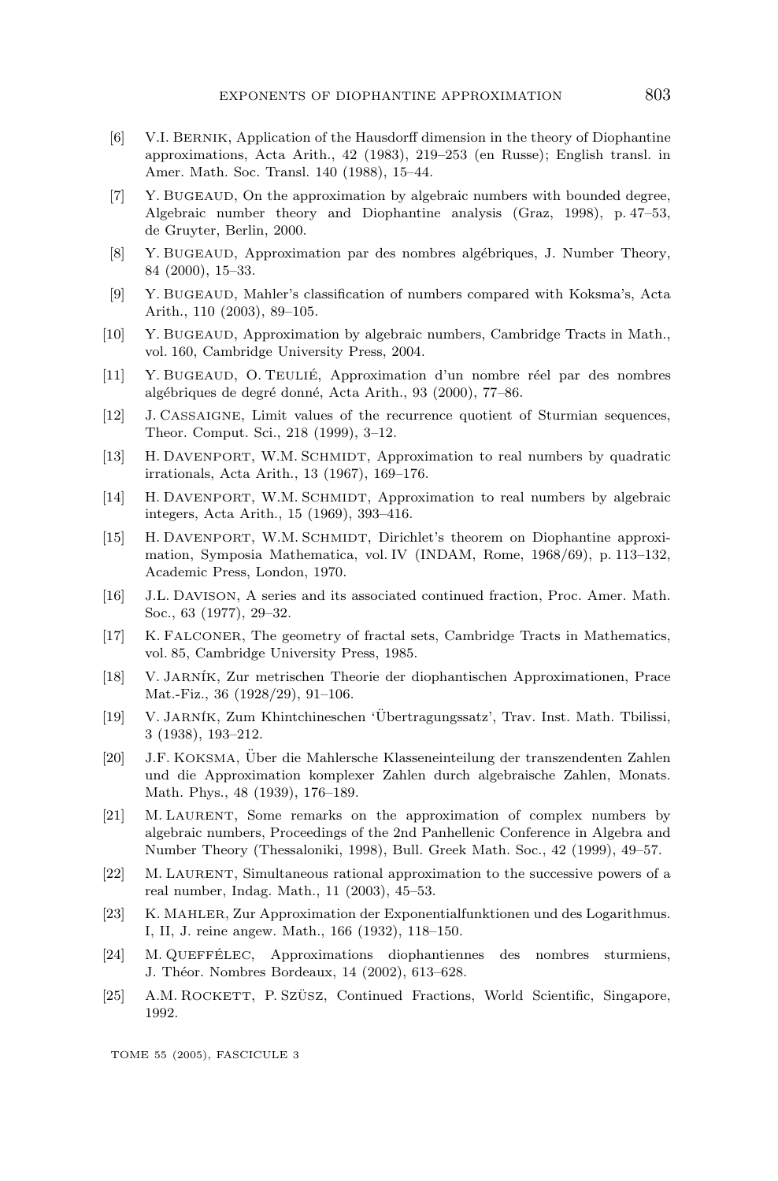[6] V.I. Bernik, Application of the Hausdorff dimension in the theory of Diophantine approximations, Acta Arith., 42 (1983), 219–253 (en Russe); English transl. in Amer. Math. Soc. Transl. 140 (1988), 15–44.

[7] Y. Bugeaud, On the approximation by algebraic numbers with bounded degree, Algebraic number theory and Diophantine analysis (Graz, 1998), p. 47–53, de Gruyter, Berlin, 2000.

[8] Y. Bugeaud, Approximation par des nombres algébriques, J. Number Theory, 84 (2000), 15–33.

[9] Y. Bugeaud, Mahler's classification of numbers compared with Koksma's, Acta Arith., 110 (2003), 89–105.

[10] Y. Bugeaud, Approximation by algebraic numbers, Cambridge Tracts in Math., vol. 160, Cambridge University Press, 2004.

[11] Y. Bugeaud, O. Teulié, Approximation d'un nombre réel par des nombres algébriques de degré donné, Acta Arith., 93 (2000), 77–86.

[12] J. Cassaigne, Limit values of the recurrence quotient of Sturmian sequences, Theor. Comput. Sci., 218 (1999), 3–12.

[13] H. Davenport, W.M. Schmidt, Approximation to real numbers by quadratic irrationals, Acta Arith., 13 (1967), 169–176.

[14] H. Davenport, W.M. Schmidt, Approximation to real numbers by algebraic integers, Acta Arith., 15 (1969), 393–416.

[15] H. Davenport, W.M. Schmidt, Dirichlet's theorem on Diophantine approximation, Symposia Mathematica, vol. IV (INDAM, Rome, 1968/69), p. 113–132, Academic Press, London, 1970.

[16] J.L. Davison, A series and its associated continued fraction, Proc. Amer. Math. Soc., 63 (1977), 29–32.

[17] K. Falconer, The geometry of fractal sets, Cambridge Tracts in Mathematics, vol. 85, Cambridge University Press, 1985.

[18] V. Jarník, Zur metrischen Theorie der diophantischen Approximationen, Prace Mat.-Fiz., 36 (1928/29), 91–106.

[19] V. Jarník, Zum Khintchineschen 'Übertragungssatz', Trav. Inst. Math. Tbilissi, 3 (1938), 193–212.

[20] J.F. Koksma, Über die Mahlersche Klasseneinteilung der transzendenten Zahlen und die Approximation komplexer Zahlen durch algebraische Zahlen, Monats. Math. Phys., 48 (1939), 176–189.

[21] M. Laurent, Some remarks on the approximation of complex numbers by algebraic numbers, Proceedings of the 2nd Panhellenic Conference in Algebra and Number Theory (Thessaloniki, 1998), Bull. Greek Math. Soc., 42 (1999), 49–57.

[22] M. Laurent, Simultaneous rational approximation to the successive powers of a real number, Indag. Math., 11 (2003), 45–53.

[23] K. Mahler, Zur Approximation der Exponentialfunktionen und des Logarithmus. I, II, J. reine angew. Math., 166 (1932), 118–150.

[24] M. Queffélec, Approximations diophantiennes des nombres sturmiens, J. Théor. Nombres Bordeaux, 14 (2002), 613–628.

[25] A.M. Rockett, P. Szüsz, Continued Fractions, World Scientific, Singapore, 1992.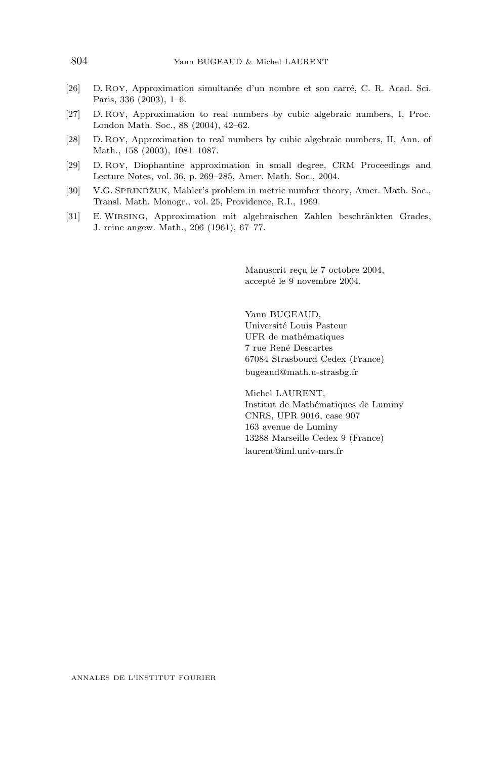[26] D. Roy, Approximation simultanée d'un nombre et son carré, C. R. Acad. Sci. Paris, 336 (2003), 1–6.

[27] D. Roy, Approximation to real numbers by cubic algebraic numbers, I, Proc. London Math. Soc., 88 (2004), 42–62.

[28] D. Roy, Approximation to real numbers by cubic algebraic numbers, II, Ann. of Math., 158 (2003), 1081–1087.

[29] D. Roy, Diophantine approximation in small degree, CRM Proceedings and Lecture Notes, vol. 36, p. 269–285, Amer. Math. Soc., 2004.

[30] V.G. Sprindžuk, Mahler's problem in metric number theory, Amer. Math. Soc., Transl. Math. Monogr., vol. 25, Providence, R.I., 1969.

[31] E. Wirsing, Approximation mit algebraischen Zahlen beschränkten Grades, J. reine angew. Math., 206 (1961), 67–77.

Manuscrit reçu le 7 octobre 2004,
accepté le 9 novembre 2004.

Yann BUGEAUD,
Université Louis Pasteur
UFR de mathématiques
7 rue René Descartes
67084 Strasbourd Cedex (France)
bugeaud@math.u-strasbg.fr

Michel LAURENT,
Institut de Mathématiques de Luminy
CNRS, UPR 9016, case 907
163 avenue de Luminy
13288 Marseille Cedex 9 (France)
laurent@iml.univ-mrs.fr